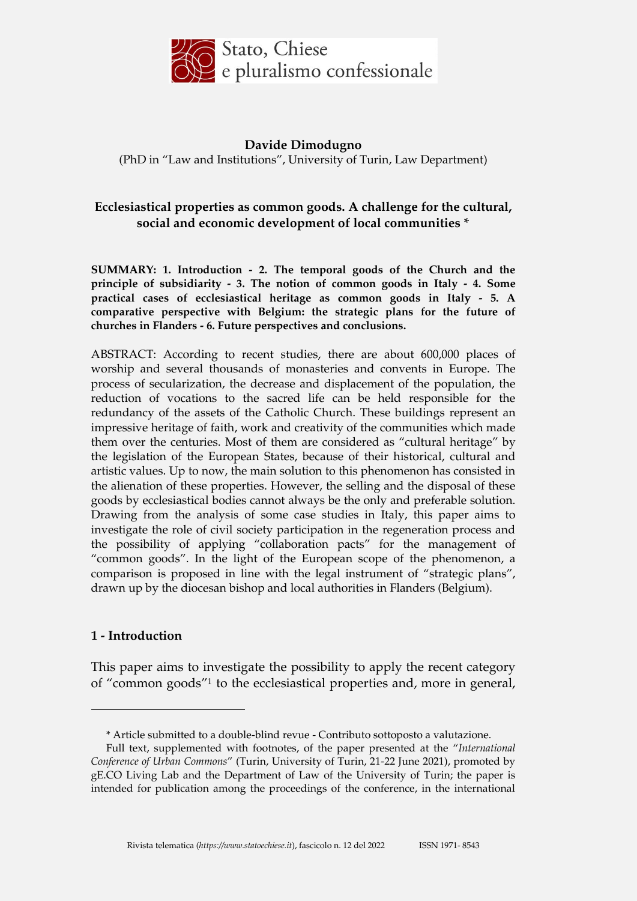**Davide Dimodugno**

(PhD in "Law and Institutions", University of Turin, Law Department)

## Ecclesiastical properties as common goods. A challenge for the cultural, social and economic development of local communities *

**SUMMARY: 1. Introduction - 2. The temporal goods of the Church and the principle of subsidiarity - 3. The notion of common goods in Italy - 4. Some practical cases of ecclesiastical heritage as common goods in Italy - 5. A comparative perspective with Belgium: the strategic plans for the future of churches in Flanders - 6. Future perspectives and conclusions.**

ABSTRACT: According to recent studies, there are about 600,000 places of worship and several thousands of monasteries and convents in Europe. The process of secularization, the decrease and displacement of the population, the reduction of vocations to the sacred life can be held responsible for the redundancy of the assets of the Catholic Church. These buildings represent an impressive heritage of faith, work and creativity of the communities which made them over the centuries. Most of them are considered as "cultural heritage" by the legislation of the European States, because of their historical, cultural and artistic values. Up to now, the main solution to this phenomenon has consisted in the alienation of these properties. However, the selling and the disposal of these goods by ecclesiastical bodies cannot always be the only and preferable solution. Drawing from the analysis of some case studies in Italy, this paper aims to investigate the role of civil society participation in the regeneration process and the possibility of applying "collaboration pacts" for the management of "common goods". In the light of the European scope of the phenomenon, a comparison is proposed in line with the legal instrument of "strategic plans", drawn up by the diocesan bishop and local authorities in Flanders (Belgium).

### 1 - Introduction

This paper aims to investigate the possibility to apply the recent category of "common goods"[1] to the ecclesiastical properties and, more in general,

---

\* Article submitted to a double-blind revue - Contributo sottoposto a valutazione.

Full text, supplemented with footnotes, of the paper presented at the "*International Conference of Urban Commons*" (Turin, University of Turin, 21-22 June 2021), promoted by gE.CO Living Lab and the Department of Law of the University of Turin; the paper is intended for publication among the proceedings of the conference, in the international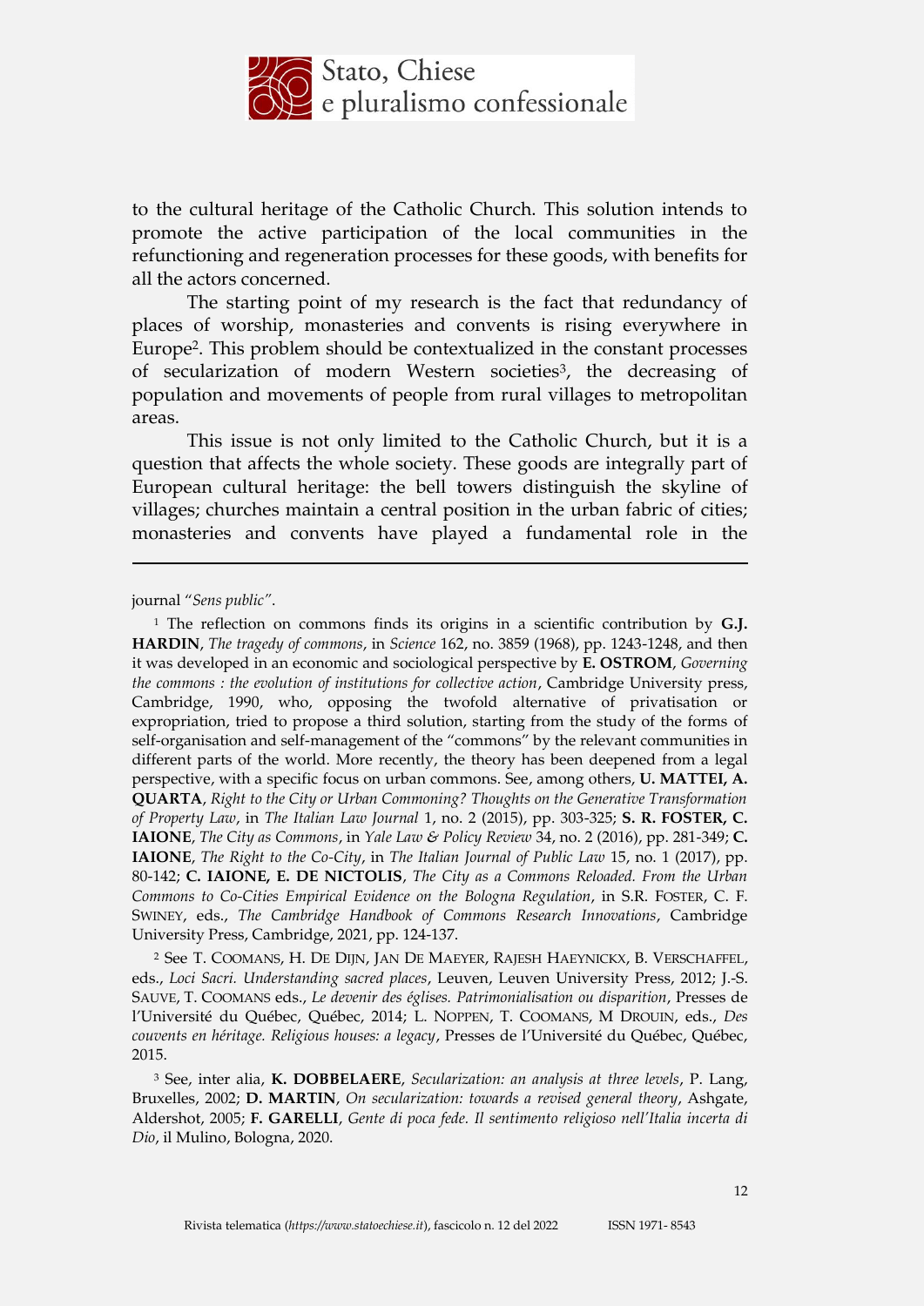to the cultural heritage of the Catholic Church. This solution intends to promote the active participation of the local communities in the refunctioning and regeneration processes for these goods, with benefits for all the actors concerned.

The starting point of my research is the fact that redundancy of places of worship, monasteries and convents is rising everywhere in Europe[2]. This problem should be contextualized in the constant processes of secularization of modern Western societies[3], the decreasing of population and movements of people from rural villages to metropolitan areas.

This issue is not only limited to the Catholic Church, but it is a question that affects the whole society. These goods are integrally part of European cultural heritage: the bell towers distinguish the skyline of villages; churches maintain a central position in the urban fabric of cities; monasteries and convents have played a fundamental role in the

---

journal "*Sens public*".

[1] The reflection on commons finds its origins in a scientific contribution by **G.J. HARDIN**, *The tragedy of commons*, in *Science* 162, no. 3859 (1968), pp. 1243-1248, and then it was developed in an economic and sociological perspective by **E. OSTROM**, *Governing the commons : the evolution of institutions for collective action*, Cambridge University press, Cambridge, 1990, who, opposing the twofold alternative of privatisation or expropriation, tried to propose a third solution, starting from the study of the forms of self-organisation and self-management of the "commons" by the relevant communities in different parts of the world. More recently, the theory has been deepened from a legal perspective, with a specific focus on urban commons. See, among others, **U. MATTEI, A. QUARTA**, *Right to the City or Urban Commoning? Thoughts on the Generative Transformation of Property Law*, in *The Italian Law Journal* 1, no. 2 (2015), pp. 303-325; **S. R. FOSTER, C. IAIONE**, *The City as Commons*, in *Yale Law & Policy Review* 34, no. 2 (2016), pp. 281-349; **C. IAIONE**, *The Right to the Co-City*, in *The Italian Journal of Public Law* 15, no. 1 (2017), pp. 80-142; **C. IAIONE, E. DE NICTOLIS**, *The City as a Commons Reloaded. From the Urban Commons to Co-Cities Empirical Evidence on the Bologna Regulation*, in S.R. FOSTER, C. F. SWINEY, eds., *The Cambridge Handbook of Commons Research Innovations*, Cambridge University Press, Cambridge, 2021, pp. 124-137.

[2] See T. COOMANS, H. DE DIJN, JAN DE MAEYER, RAJESH HAEYNICKX, B. VERSCHAFFEL, eds., *Loci Sacri. Understanding sacred places*, Leuven, Leuven University Press, 2012; J.-S. SAUVE, T. COOMANS eds., *Le devenir des églises. Patrimonialisation ou disparition*, Presses de l'Université du Québec, Québec, 2014; L. NOPPEN, T. COOMANS, M DROUIN, eds., *Des couvents en héritage. Religious houses: a legacy*, Presses de l'Université du Québec, Québec, 2015.

[3] See, inter alia, **K. DOBBELAERE**, *Secularization: an analysis at three levels*, P. Lang, Bruxelles, 2002; **D. MARTIN**, *On secularization: towards a revised general theory*, Ashgate, Aldershot, 2005; **F. GARELLI**, *Gente di poca fede. Il sentimento religioso nell'Italia incerta di Dio*, il Mulino, Bologna, 2020.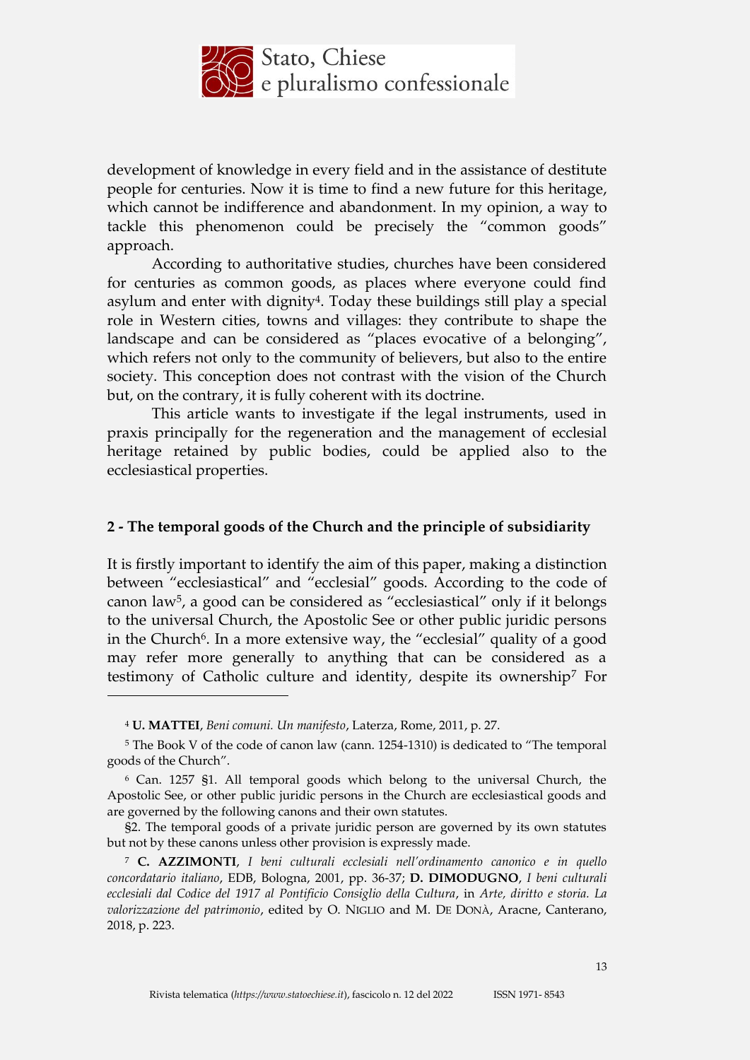development of knowledge in every field and in the assistance of destitute people for centuries. Now it is time to find a new future for this heritage, which cannot be indifference and abandonment. In my opinion, a way to tackle this phenomenon could be precisely the "common goods" approach.

According to authoritative studies, churches have been considered for centuries as common goods, as places where everyone could find asylum and enter with dignity[4]. Today these buildings still play a special role in Western cities, towns and villages: they contribute to shape the landscape and can be considered as "places evocative of a belonging", which refers not only to the community of believers, but also to the entire society. This conception does not contrast with the vision of the Church but, on the contrary, it is fully coherent with its doctrine.

This article wants to investigate if the legal instruments, used in praxis principally for the regeneration and the management of ecclesial heritage retained by public bodies, could be applied also to the ecclesiastical properties.

## 2 - The temporal goods of the Church and the principle of subsidiarity

It is firstly important to identify the aim of this paper, making a distinction between "ecclesiastical" and "ecclesial" goods. According to the code of canon law[5], a good can be considered as "ecclesiastical" only if it belongs to the universal Church, the Apostolic See or other public juridic persons in the Church[6]. In a more extensive way, the "ecclesial" quality of a good may refer more generally to anything that can be considered as a testimony of Catholic culture and identity, despite its ownership[7] For

---

[4] **U. MATTEI**, *Beni comuni. Un manifesto*, Laterza, Rome, 2011, p. 27.

[5] The Book V of the code of canon law (cann. 1254-1310) is dedicated to "The temporal goods of the Church".

[6] Can. 1257 §1. All temporal goods which belong to the universal Church, the Apostolic See, or other public juridic persons in the Church are ecclesiastical goods and are governed by the following canons and their own statutes.

§2. The temporal goods of a private juridic person are governed by its own statutes but not by these canons unless other provision is expressly made.

[7] **C. AZZIMONTI**, *I beni culturali ecclesiali nell'ordinamento canonico e in quello concordatario italiano*, EDB, Bologna, 2001, pp. 36-37; **D. DIMODUGNO**, *I beni culturali ecclesiali dal Codice del 1917 al Pontificio Consiglio della Cultura*, in *Arte, diritto e storia. La valorizzazione del patrimonio*, edited by O. NIGLIO and M. DE DONÀ, Aracne, Canterano, 2018, p. 223.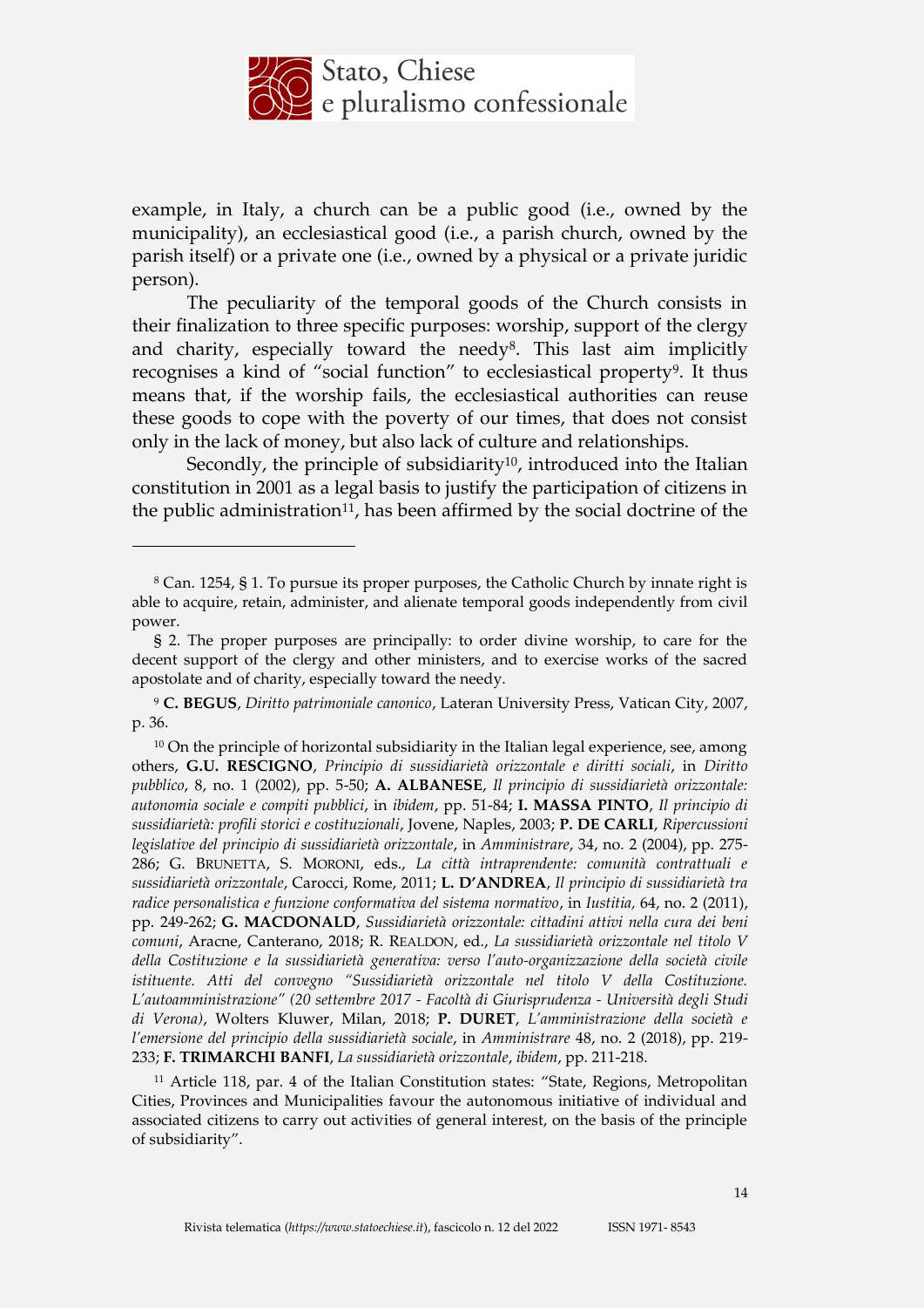example, in Italy, a church can be a public good (i.e., owned by the municipality), an ecclesiastical good (i.e., a parish church, owned by the parish itself) or a private one (i.e., owned by a physical or a private juridic person).

The peculiarity of the temporal goods of the Church consists in their finalization to three specific purposes: worship, support of the clergy and charity, especially toward the needy[8]. This last aim implicitly recognises a kind of "social function" to ecclesiastical property[9]. It thus means that, if the worship fails, the ecclesiastical authorities can reuse these goods to cope with the poverty of our times, that does not consist only in the lack of money, but also lack of culture and relationships.

Secondly, the principle of subsidiarity[10], introduced into the Italian constitution in 2001 as a legal basis to justify the participation of citizens in the public administration[11], has been affirmed by the social doctrine of the

---

[8] Can. 1254, § 1. To pursue its proper purposes, the Catholic Church by innate right is able to acquire, retain, administer, and alienate temporal goods independently from civil power.

§ 2. The proper purposes are principally: to order divine worship, to care for the decent support of the clergy and other ministers, and to exercise works of the sacred apostolate and of charity, especially toward the needy.

[9] **C. BEGUS**, *Diritto patrimoniale canonico*, Lateran University Press, Vatican City, 2007, p. 36.

[10] On the principle of horizontal subsidiarity in the Italian legal experience, see, among others, **G.U. RESCIGNO**, *Principio di sussidiarietà orizzontale e diritti sociali*, in *Diritto pubblico*, 8, no. 1 (2002), pp. 5-50; **A. ALBANESE**, *Il principio di sussidiarietà orizzontale: autonomia sociale e compiti pubblici*, in *ibidem*, pp. 51-84; **I. MASSA PINTO**, *Il principio di sussidiarietà: profili storici e costituzionali*, Jovene, Naples, 2003; **P. DE CARLI**, *Ripercussioni legislative del principio di sussidiarietà orizzontale*, in *Amministrare*, 34, no. 2 (2004), pp. 275-286; G. BRUNETTA, S. MORONI, eds., *La città intraprendente: comunità contrattuali e sussidiarietà orizzontale*, Carocci, Rome, 2011; **L. D'ANDREA**, *Il principio di sussidiarietà tra radice personalistica e funzione conformativa del sistema normativo*, in *Iustitia,* 64, no. 2 (2011), pp. 249-262; **G. MACDONALD**, *Sussidiarietà orizzontale: cittadini attivi nella cura dei beni comuni*, Aracne, Canterano, 2018; R. REALDON, ed., *La sussidiarietà orizzontale nel titolo V della Costituzione e la sussidiarietà generativa: verso l'auto-organizzazione della società civile istituente. Atti del convegno "Sussidiarietà orizzontale nel titolo V della Costituzione. L'autoamministrazione" (20 settembre 2017 - Facoltà di Giurisprudenza - Università degli Studi di Verona)*, Wolters Kluwer, Milan, 2018; **P. DURET**, *L'amministrazione della società e l'emersione del principio della sussidiarietà sociale*, in *Amministrare* 48, no. 2 (2018), pp. 219-233; **F. TRIMARCHI BANFI**, *La sussidiarietà orizzontale*, *ibidem*, pp. 211-218.

[11] Article 118, par. 4 of the Italian Constitution states: "State, Regions, Metropolitan Cities, Provinces and Municipalities favour the autonomous initiative of individual and associated citizens to carry out activities of general interest, on the basis of the principle of subsidiarity".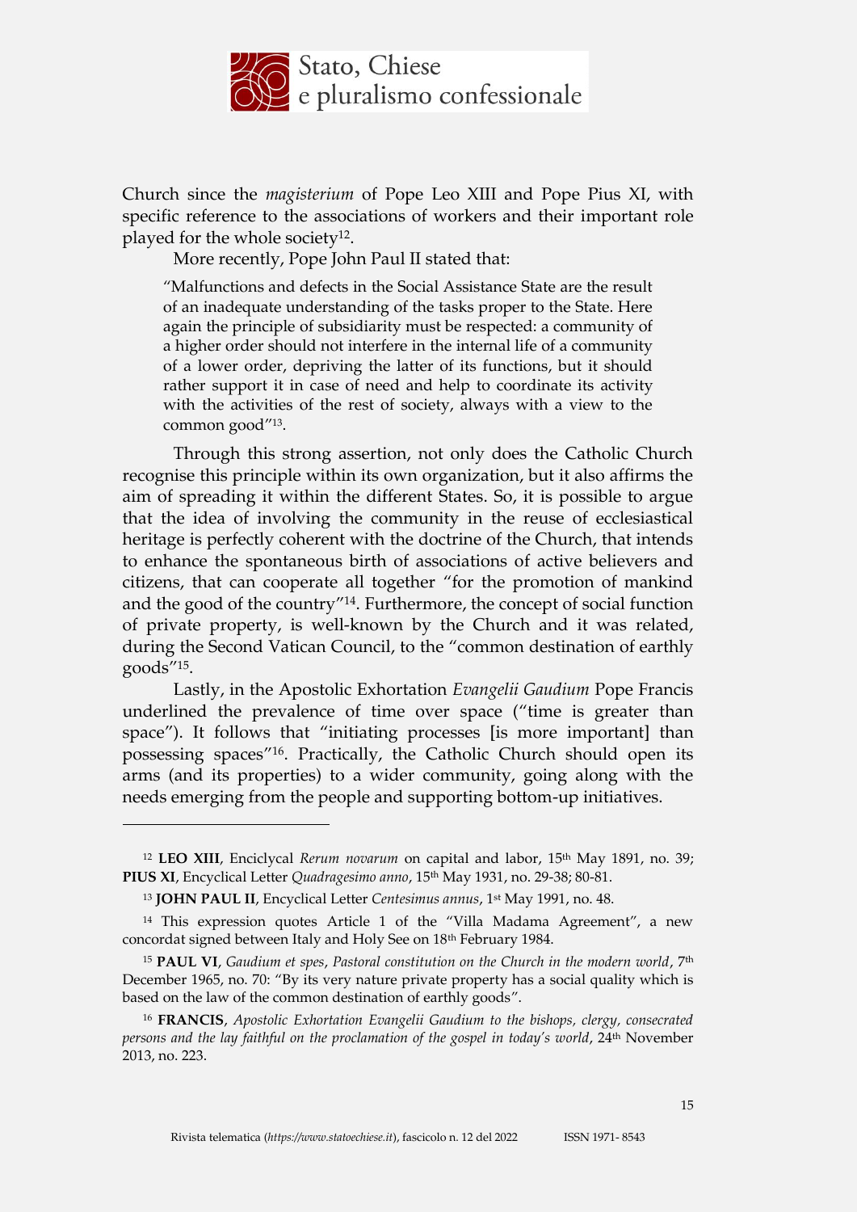Church since the *magisterium* of Pope Leo XIII and Pope Pius XI, with specific reference to the associations of workers and their important role played for the whole society[12].

More recently, Pope John Paul II stated that:

> "Malfunctions and defects in the Social Assistance State are the result of an inadequate understanding of the tasks proper to the State. Here again the principle of subsidiarity must be respected: a community of a higher order should not interfere in the internal life of a community of a lower order, depriving the latter of its functions, but it should rather support it in case of need and help to coordinate its activity with the activities of the rest of society, always with a view to the common good"[13].

Through this strong assertion, not only does the Catholic Church recognise this principle within its own organization, but it also affirms the aim of spreading it within the different States. So, it is possible to argue that the idea of involving the community in the reuse of ecclesiastical heritage is perfectly coherent with the doctrine of the Church, that intends to enhance the spontaneous birth of associations of active believers and citizens, that can cooperate all together "for the promotion of mankind and the good of the country"[14]. Furthermore, the concept of social function of private property, is well-known by the Church and it was related, during the Second Vatican Council, to the "common destination of earthly goods"[15].

Lastly, in the Apostolic Exhortation *Evangelii Gaudium* Pope Francis underlined the prevalence of time over space ("time is greater than space"). It follows that "initiating processes [is more important] than possessing spaces"[16]. Practically, the Catholic Church should open its arms (and its properties) to a wider community, going along with the needs emerging from the people and supporting bottom-up initiatives.

---

[12] **LEO XIII**, Enciclycal *Rerum novarum* on capital and labor, 15th May 1891, no. 39; **PIUS XI**, Encyclical Letter *Quadragesimo anno*, 15th May 1931, no. 29-38; 80-81.

[13] **JOHN PAUL II**, Encyclical Letter *Centesimus annus*, 1st May 1991, no. 48.

[14] This expression quotes Article 1 of the "Villa Madama Agreement", a new concordat signed between Italy and Holy See on 18th February 1984.

[15] **PAUL VI**, *Gaudium et spes*, *Pastoral constitution on the Church in the modern world*, 7th December 1965, no. 70: "By its very nature private property has a social quality which is based on the law of the common destination of earthly goods".

[16] **FRANCIS**, *Apostolic Exhortation Evangelii Gaudium to the bishops, clergy, consecrated persons and the lay faithful on the proclamation of the gospel in today's world*, 24th November 2013, no. 223.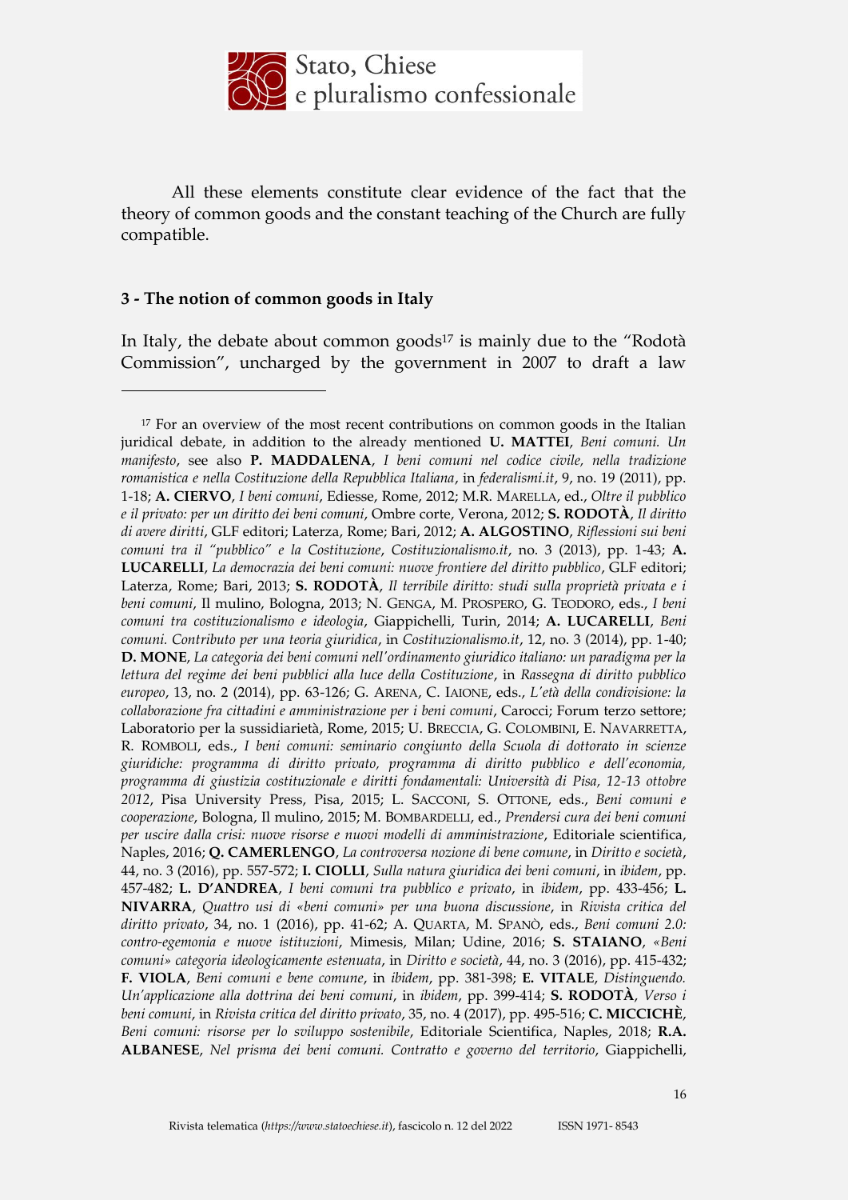All these elements constitute clear evidence of the fact that the theory of common goods and the constant teaching of the Church are fully compatible.

**3 - The notion of common goods in Italy**

In Italy, the debate about common goods[17] is mainly due to the "Rodotà Commission", uncharged by the government in 2007 to draft a law

---

[17] For an overview of the most recent contributions on common goods in the Italian juridical debate, in addition to the already mentioned **U. MATTEI**, *Beni comuni. Un manifesto*, see also **P. MADDALENA**, *I beni comuni nel codice civile, nella tradizione romanistica e nella Costituzione della Repubblica Italiana*, in *federalismi.it*, 9, no. 19 (2011), pp. 1-18; **A. CIERVO**, *I beni comuni*, Ediesse, Rome, 2012; M.R. MARELLA, ed., *Oltre il pubblico e il privato: per un diritto dei beni comuni*, Ombre corte, Verona, 2012; **S. RODOTÀ**, *Il diritto di avere diritti*, GLF editori; Laterza, Rome; Bari, 2012; **A. ALGOSTINO**, *Riflessioni sui beni comuni tra il "pubblico" e la Costituzione*, *Costituzionalismo.it*, no. 3 (2013), pp. 1-43; **A. LUCARELLI**, *La democrazia dei beni comuni: nuove frontiere del diritto pubblico*, GLF editori; Laterza, Rome; Bari, 2013; **S. RODOTÀ**, *Il terribile diritto: studi sulla proprietà privata e i beni comuni*, Il mulino, Bologna, 2013; N. GENGA, M. PROSPERO, G. TEODORO, eds., *I beni comuni tra costituzionalismo e ideologia*, Giappichelli, Turin, 2014; **A. LUCARELLI**, *Beni comuni. Contributo per una teoria giuridica*, in *Costituzionalismo.it*, 12, no. 3 (2014), pp. 1-40; **D. MONE**, *La categoria dei beni comuni nell'ordinamento giuridico italiano: un paradigma per la lettura del regime dei beni pubblici alla luce della Costituzione*, in *Rassegna di diritto pubblico europeo*, 13, no. 2 (2014), pp. 63-126; G. ARENA, C. IAIONE, eds., *L'età della condivisione: la collaborazione fra cittadini e amministrazione per i beni comuni*, Carocci; Forum terzo settore; Laboratorio per la sussidiarietà, Rome, 2015; U. BRECCIA, G. COLOMBINI, E. NAVARRETTA, R. ROMBOLI, eds., *I beni comuni: seminario congiunto della Scuola di dottorato in scienze giuridiche: programma di diritto privato, programma di diritto pubblico e dell'economia, programma di giustizia costituzionale e diritti fondamentali: Università di Pisa, 12-13 ottobre 2012*, Pisa University Press, Pisa, 2015; L. SACCONI, S. OTTONE, eds., *Beni comuni e cooperazione*, Bologna, Il mulino, 2015; M. BOMBARDELLI, ed., *Prendersi cura dei beni comuni per uscire dalla crisi: nuove risorse e nuovi modelli di amministrazione*, Editoriale scientifica, Naples, 2016; **Q. CAMERLENGO**, *La controversa nozione di bene comune*, in *Diritto e società*, 44, no. 3 (2016), pp. 557-572; **I. CIOLLI**, *Sulla natura giuridica dei beni comuni*, in *ibidem*, pp. 457-482; **L. D'ANDREA**, *I beni comuni tra pubblico e privato*, in *ibidem*, pp. 433-456; **L. NIVARRA**, *Quattro usi di «beni comuni» per una buona discussione*, in *Rivista critica del diritto privato*, 34, no. 1 (2016), pp. 41-62; A. QUARTA, M. SPANÒ, eds., *Beni comuni 2.0: contro-egemonia e nuove istituzioni*, Mimesis, Milan; Udine, 2016; **S. STAIANO**, *«Beni comuni» categoria ideologicamente estenuata*, in *Diritto e società*, 44, no. 3 (2016), pp. 415-432; **F. VIOLA**, *Beni comuni e bene comune*, in *ibidem*, pp. 381-398; **E. VITALE**, *Distinguendo. Un'applicazione alla dottrina dei beni comuni*, in *ibidem*, pp. 399-414; **S. RODOTÀ**, *Verso i beni comuni*, in *Rivista critica del diritto privato*, 35, no. 4 (2017), pp. 495-516; **C. MICCICHÈ**, *Beni comuni: risorse per lo sviluppo sostenibile*, Editoriale Scientifica, Naples, 2018; **R.A. ALBANESE**, *Nel prisma dei beni comuni. Contratto e governo del territorio*, Giappichelli,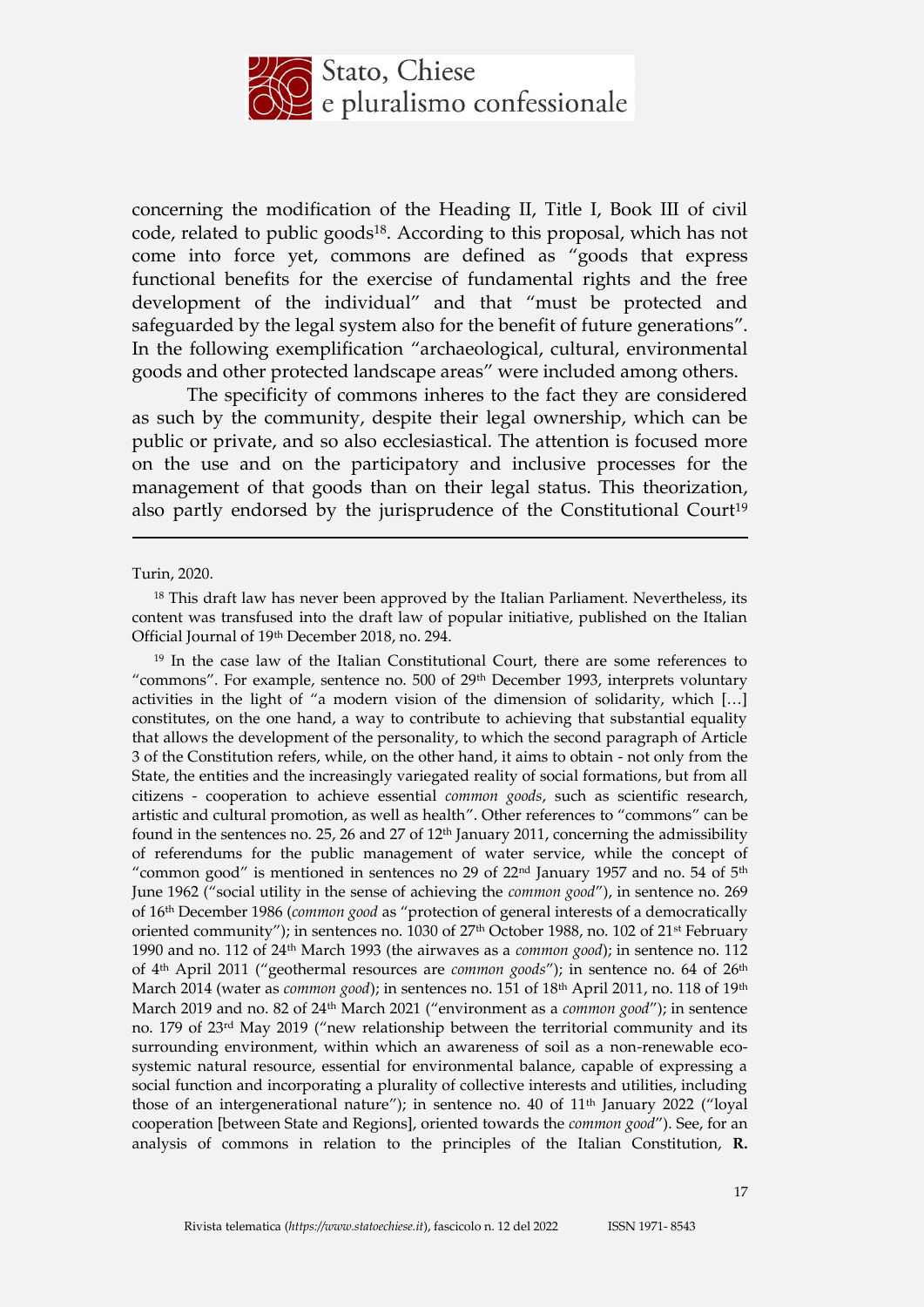concerning the modification of the Heading II, Title I, Book III of civil code, related to public goods[18]. According to this proposal, which has not come into force yet, commons are defined as "goods that express functional benefits for the exercise of fundamental rights and the free development of the individual" and that "must be protected and safeguarded by the legal system also for the benefit of future generations". In the following exemplification "archaeological, cultural, environmental goods and other protected landscape areas" were included among others.

The specificity of commons inheres to the fact they are considered as such by the community, despite their legal ownership, which can be public or private, and so also ecclesiastical. The attention is focused more on the use and on the participatory and inclusive processes for the management of that goods than on their legal status. This theorization, also partly endorsed by the jurisprudence of the Constitutional Court[19]

---

Turin, 2020.

[18] This draft law has never been approved by the Italian Parliament. Nevertheless, its content was transfused into the draft law of popular initiative, published on the Italian Official Journal of 19th December 2018, no. 294.

[19] In the case law of the Italian Constitutional Court, there are some references to "commons". For example, sentence no. 500 of 29th December 1993, interprets voluntary activities in the light of "a modern vision of the dimension of solidarity, which […] constitutes, on the one hand, a way to contribute to achieving that substantial equality that allows the development of the personality, to which the second paragraph of Article 3 of the Constitution refers, while, on the other hand, it aims to obtain - not only from the State, the entities and the increasingly variegated reality of social formations, but from all citizens - cooperation to achieve essential *common goods*, such as scientific research, artistic and cultural promotion, as well as health". Other references to "commons" can be found in the sentences no. 25, 26 and 27 of 12th January 2011, concerning the admissibility of referendums for the public management of water service, while the concept of "common good" is mentioned in sentences no 29 of 22nd January 1957 and no. 54 of 5th June 1962 ("social utility in the sense of achieving the *common good*"), in sentence no. 269 of 16th December 1986 (*common good* as "protection of general interests of a democratically oriented community"); in sentences no. 1030 of 27th October 1988, no. 102 of 21st February 1990 and no. 112 of 24th March 1993 (the airwaves as a *common good*); in sentence no. 112 of 4th April 2011 ("geothermal resources are *common goods*"); in sentence no. 64 of 26th March 2014 (water as *common good*); in sentences no. 151 of 18th April 2011, no. 118 of 19th March 2019 and no. 82 of 24th March 2021 ("environment as a *common good*"); in sentence no. 179 of 23rd May 2019 ("new relationship between the territorial community and its surrounding environment, within which an awareness of soil as a non-renewable eco-systemic natural resource, essential for environmental balance, capable of expressing a social function and incorporating a plurality of collective interests and utilities, including those of an intergenerational nature"); in sentence no. 40 of 11th January 2022 ("loyal cooperation [between State and Regions], oriented towards the *common good*"). See, for an analysis of commons in relation to the principles of the Italian Constitution, **R.**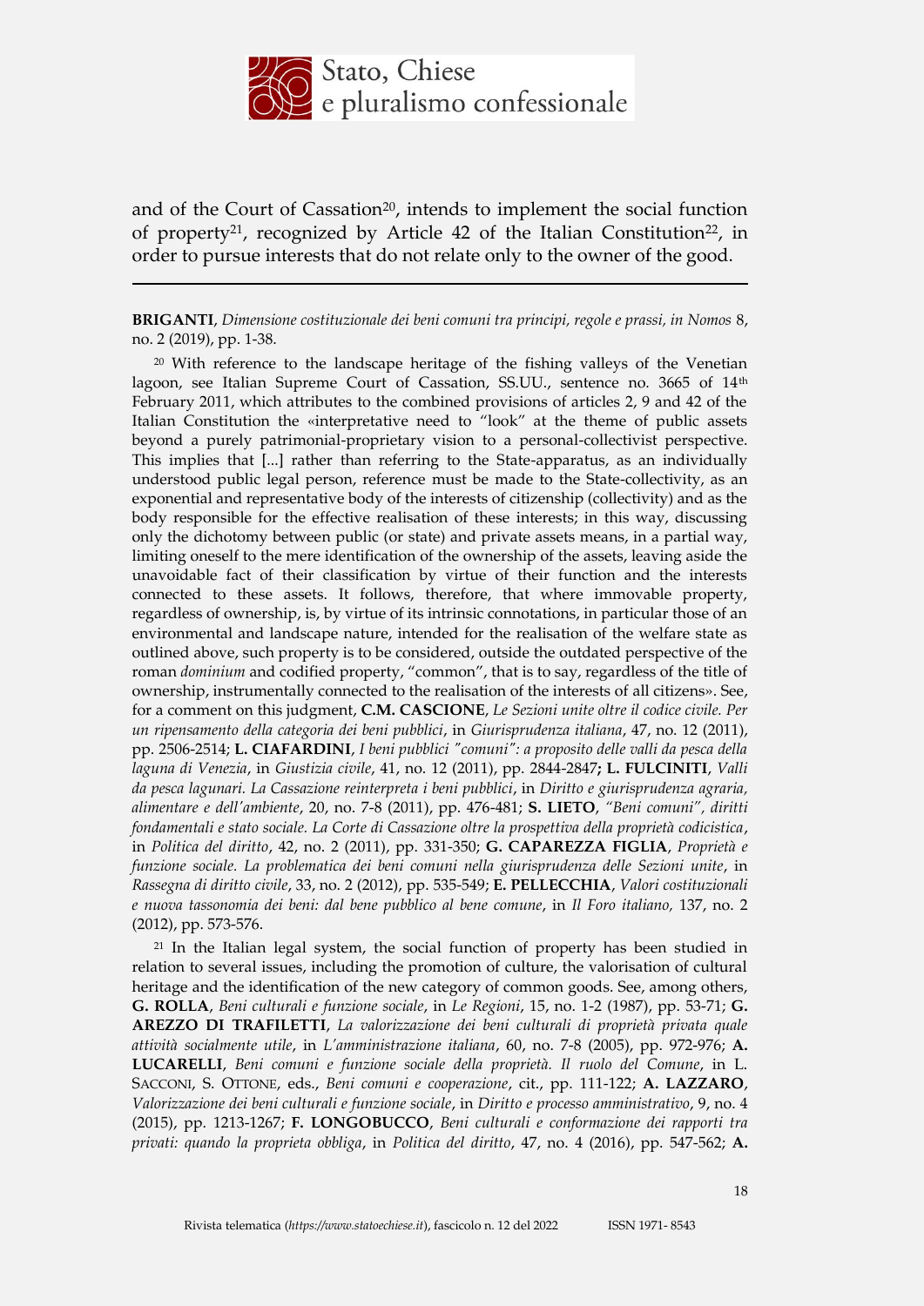and of the Court of Cassation[20], intends to implement the social function of property[21], recognized by Article 42 of the Italian Constitution[22], in order to pursue interests that do not relate only to the owner of the good.

---

**BRIGANTI**, *Dimensione costituzionale dei beni comuni tra principi, regole e prassi, in Nomos* 8, no. 2 (2019), pp. 1-38.

[20] With reference to the landscape heritage of the fishing valleys of the Venetian lagoon, see Italian Supreme Court of Cassation, SS.UU., sentence no. 3665 of 14th February 2011, which attributes to the combined provisions of articles 2, 9 and 42 of the Italian Constitution the «interpretative need to "look" at the theme of public assets beyond a purely patrimonial-proprietary vision to a personal-collectivist perspective. This implies that [...] rather than referring to the State-apparatus, as an individually understood public legal person, reference must be made to the State-collectivity, as an exponential and representative body of the interests of citizenship (collectivity) and as the body responsible for the effective realisation of these interests; in this way, discussing only the dichotomy between public (or state) and private assets means, in a partial way, limiting oneself to the mere identification of the ownership of the assets, leaving aside the unavoidable fact of their classification by virtue of their function and the interests connected to these assets. It follows, therefore, that where immovable property, regardless of ownership, is, by virtue of its intrinsic connotations, in particular those of an environmental and landscape nature, intended for the realisation of the welfare state as outlined above, such property is to be considered, outside the outdated perspective of the roman *dominium* and codified property, "common", that is to say, regardless of the title of ownership, instrumentally connected to the realisation of the interests of all citizens». See, for a comment on this judgment, **C.M. CASCIONE**, *Le Sezioni unite oltre il codice civile. Per un ripensamento della categoria dei beni pubblici*, in *Giurisprudenza italiana*, 47, no. 12 (2011), pp. 2506-2514; **L. CIAFARDINI**, *I beni pubblici "comuni": a proposito delle valli da pesca della laguna di Venezia*, in *Giustizia civile*, 41, no. 12 (2011), pp. 2844-2847**; L. FULCINITI**, *Valli da pesca lagunari. La Cassazione reinterpreta i beni pubblici*, in *Diritto e giurisprudenza agraria, alimentare e dell'ambiente*, 20, no. 7-8 (2011), pp. 476-481; **S. LIETO**, *"Beni comuni", diritti fondamentali e stato sociale. La Corte di Cassazione oltre la prospettiva della proprietà codicistica*, in *Politica del diritto*, 42, no. 2 (2011), pp. 331-350; **G. CAPAREZZA FIGLIA**, *Proprietà e funzione sociale. La problematica dei beni comuni nella giurisprudenza delle Sezioni unite*, in *Rassegna di diritto civile*, 33, no. 2 (2012), pp. 535-549; **E. PELLECCHIA**, *Valori costituzionali e nuova tassonomia dei beni: dal bene pubblico al bene comune*, in *Il Foro italiano,* 137, no. 2 (2012), pp. 573-576.

[21] In the Italian legal system, the social function of property has been studied in relation to several issues, including the promotion of culture, the valorisation of cultural heritage and the identification of the new category of common goods. See, among others, **G. ROLLA**, *Beni culturali e funzione sociale*, in *Le Regioni*, 15, no. 1-2 (1987), pp. 53-71; **G. AREZZO DI TRAFILETTI**, *La valorizzazione dei beni culturali di proprietà privata quale attività socialmente utile*, in *L'amministrazione italiana*, 60, no. 7-8 (2005), pp. 972-976; **A. LUCARELLI**, *Beni comuni e funzione sociale della proprietà. Il ruolo del Comune*, in L. SACCONI, S. OTTONE, eds., *Beni comuni e cooperazione*, cit., pp. 111-122; **A. LAZZARO**, *Valorizzazione dei beni culturali e funzione sociale*, in *Diritto e processo amministrativo*, 9, no. 4 (2015), pp. 1213-1267; **F. LONGOBUCCO**, *Beni culturali e conformazione dei rapporti tra privati: quando la proprieta obbliga*, in *Politica del diritto*, 47, no. 4 (2016), pp. 547-562; **A.**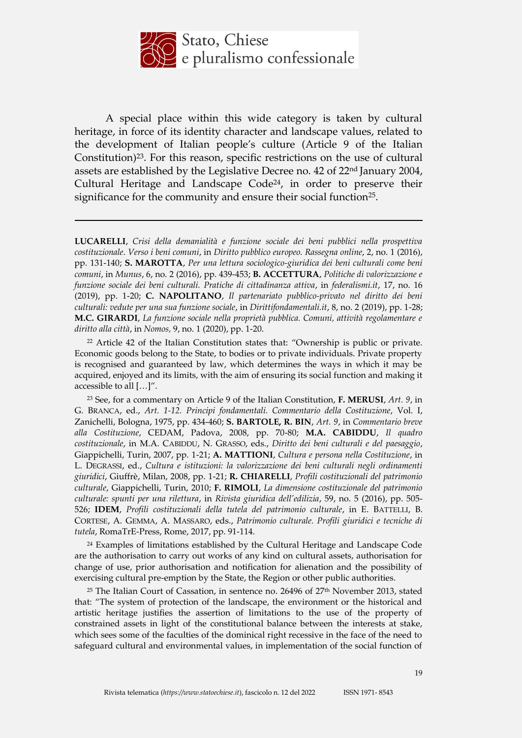A special place within this wide category is taken by cultural heritage, in force of its identity character and landscape values, related to the development of Italian people's culture (Article 9 of the Italian Constitution)[23]. For this reason, specific restrictions on the use of cultural assets are established by the Legislative Decree no. 42 of 22nd January 2004, Cultural Heritage and Landscape Code[24], in order to preserve their significance for the community and ensure their social function[25].

---

**LUCARELLI**, *Crisi della demanialità e funzione sociale dei beni pubblici nella prospettiva costituzionale. Verso i beni comuni*, in *Diritto pubblico europeo. Rassegna online*, 2, no. 1 (2016), pp. 131-140; **S. MAROTTA**, *Per una lettura sociologico-giuridica dei beni culturali come beni comuni*, in *Munus*, 6, no. 2 (2016), pp. 439-453; **B. ACCETTURA**, *Politiche di valorizzazione e funzione sociale dei beni culturali. Pratiche di cittadinanza attiva*, in *federalismi.it*, 17, no. 16 (2019), pp. 1-20; **C. NAPOLITANO**, *Il partenariato pubblico-privato nel diritto dei beni culturali: vedute per una sua funzione sociale*, in *Dirittifondamentali.it*, 8, no. 2 (2019), pp. 1-28; **M.C. GIRARDI**, *La funzione sociale nella proprietà pubblica. Comuni, attività regolamentare e diritto alla città*, in *Nomos,* 9, no. 1 (2020), pp. 1-20.

[22] Article 42 of the Italian Constitution states that: "Ownership is public or private. Economic goods belong to the State, to bodies or to private individuals. Private property is recognised and guaranteed by law, which determines the ways in which it may be acquired, enjoyed and its limits, with the aim of ensuring its social function and making it accessible to all […]".

[23] See, for a commentary on Article 9 of the Italian Constitution, **F. MERUSI**, *Art. 9*, in G. BRANCA, ed., *Art. 1-12. Principi fondamentali. Commentario della Costituzione*, Vol. I, Zanichelli, Bologna, 1975, pp. 434-460; **S. BARTOLE, R. BIN**, *Art. 9*, in *Commentario breve alla Costituzione*, CEDAM, Padova, 2008, pp. 70-80; **M.A. CABIDDU**, *Il quadro costituzionale*, in M.A. CABIDDU, N. GRASSO, eds., *Diritto dei beni culturali e del paesaggio*, Giappichelli, Turin, 2007, pp. 1-21; **A. MATTIONI**, *Cultura e persona nella Costituzione*, in L. DEGRASSI, ed., *Cultura e istituzioni: la valorizzazione dei beni culturali negli ordinamenti giuridici*, Giuffrè, Milan, 2008, pp. 1-21; **R. CHIARELLI**, *Profili costituzionali del patrimonio culturale*, Giappichelli, Turin, 2010; **F. RIMOLI**, *La dimensione costituzionale del patrimonio culturale: spunti per una rilettura*, in *Rivista giuridica dell'edilizia*, 59, no. 5 (2016), pp. 505-526; **IDEM**, *Profili costituzionali della tutela del patrimonio culturale*, in E. BATTELLI, B. CORTESE, A. GEMMA, A. MASSARO, eds., *Patrimonio culturale. Profili giuridici e tecniche di tutela*, RomaTrE-Press, Rome, 2017, pp. 91-114.

[24] Examples of limitations established by the Cultural Heritage and Landscape Code are the authorisation to carry out works of any kind on cultural assets, authorisation for change of use, prior authorisation and notification for alienation and the possibility of exercising cultural pre-emption by the State, the Region or other public authorities.

[25] The Italian Court of Cassation, in sentence no. 26496 of 27th November 2013, stated that: "The system of protection of the landscape, the environment or the historical and artistic heritage justifies the assertion of limitations to the use of the property of constrained assets in light of the constitutional balance between the interests at stake, which sees some of the faculties of the dominical right recessive in the face of the need to safeguard cultural and environmental values, in implementation of the social function of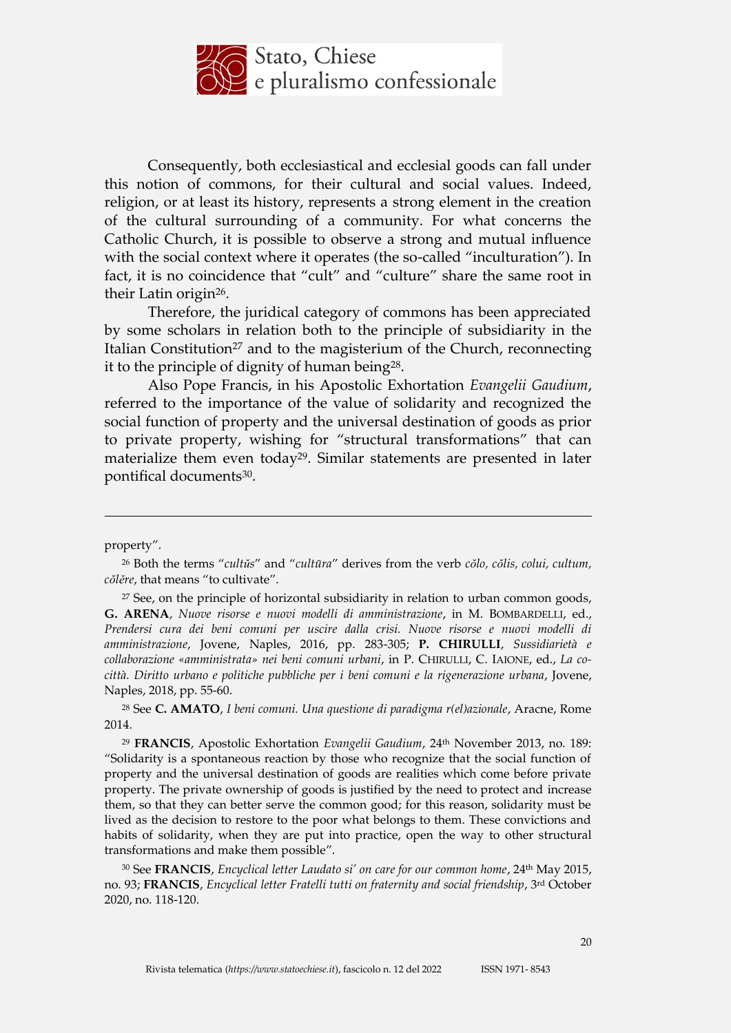Consequently, both ecclesiastical and ecclesial goods can fall under this notion of commons, for their cultural and social values. Indeed, religion, or at least its history, represents a strong element in the creation of the cultural surrounding of a community. For what concerns the Catholic Church, it is possible to observe a strong and mutual influence with the social context where it operates (the so-called "inculturation"). In fact, it is no coincidence that "cult" and "culture" share the same root in their Latin origin[26].

Therefore, the juridical category of commons has been appreciated by some scholars in relation both to the principle of subsidiarity in the Italian Constitution[27] and to the magisterium of the Church, reconnecting it to the principle of dignity of human being[28].

Also Pope Francis, in his Apostolic Exhortation *Evangelii Gaudium*, referred to the importance of the value of solidarity and recognized the social function of property and the universal destination of goods as prior to private property, wishing for "structural transformations" that can materialize them even today[29]. Similar statements are presented in later pontifical documents[30].

---

property".

[26] Both the terms "*cultŭs*" and "*cultūra*" derives from the verb *cŏlo, cŏlis, colui, cultum, cŏlĕre*, that means "to cultivate".

[27] See, on the principle of horizontal subsidiarity in relation to urban common goods, **G. ARENA**, *Nuove risorse e nuovi modelli di amministrazione*, in M. BOMBARDELLI, ed., *Prendersi cura dei beni comuni per uscire dalla crisi. Nuove risorse e nuovi modelli di amministrazione*, Jovene, Naples, 2016, pp. 283-305; **P. CHIRULLI**, *Sussidiarietà e collaborazione «amministrata» nei beni comuni urbani*, in P. CHIRULLI, C. IAIONE, ed., *La co-città. Diritto urbano e politiche pubbliche per i beni comuni e la rigenerazione urbana*, Jovene, Naples, 2018, pp. 55-60.

[28] See **C. AMATO**, *I beni comuni. Una questione di paradigma r(el)azionale*, Aracne, Rome 2014.

[29] **FRANCIS**, Apostolic Exhortation *Evangelii Gaudium*, 24th November 2013, no. 189: "Solidarity is a spontaneous reaction by those who recognize that the social function of property and the universal destination of goods are realities which come before private property. The private ownership of goods is justified by the need to protect and increase them, so that they can better serve the common good; for this reason, solidarity must be lived as the decision to restore to the poor what belongs to them. These convictions and habits of solidarity, when they are put into practice, open the way to other structural transformations and make them possible".

[30] See **FRANCIS**, *Encyclical letter Laudato si' on care for our common home*, 24th May 2015, no. 93; **FRANCIS**, *Encyclical letter Fratelli tutti on fraternity and social friendship*, 3rd October 2020, no. 118-120.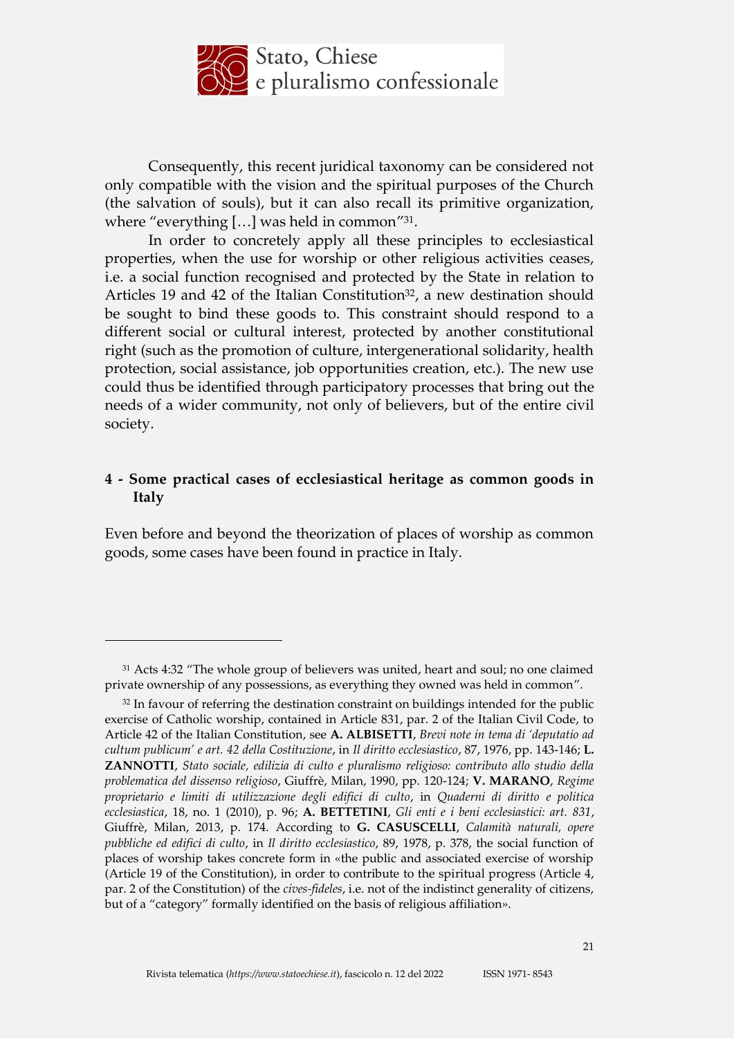Consequently, this recent juridical taxonomy can be considered not only compatible with the vision and the spiritual purposes of the Church (the salvation of souls), but it can also recall its primitive organization, where "everything […] was held in common"[31].

In order to concretely apply all these principles to ecclesiastical properties, when the use for worship or other religious activities ceases, i.e. a social function recognised and protected by the State in relation to Articles 19 and 42 of the Italian Constitution[32], a new destination should be sought to bind these goods to. This constraint should respond to a different social or cultural interest, protected by another constitutional right (such as the promotion of culture, intergenerational solidarity, health protection, social assistance, job opportunities creation, etc.). The new use could thus be identified through participatory processes that bring out the needs of a wider community, not only of believers, but of the entire civil society.

## 4 - Some practical cases of ecclesiastical heritage as common goods in Italy

Even before and beyond the theorization of places of worship as common goods, some cases have been found in practice in Italy.

---

[31] Acts 4:32 "The whole group of believers was united, heart and soul; no one claimed private ownership of any possessions, as everything they owned was held in common".

[32] In favour of referring the destination constraint on buildings intended for the public exercise of Catholic worship, contained in Article 831, par. 2 of the Italian Civil Code, to Article 42 of the Italian Constitution, see **A. ALBISETTI**, *Brevi note in tema di 'deputatio ad cultum publicum' e art. 42 della Costituzione*, in *Il diritto ecclesiastico*, 87, 1976, pp. 143-146; **L. ZANNOTTI**, *Stato sociale, edilizia di culto e pluralismo religioso: contributo allo studio della problematica del dissenso religioso*, Giuffrè, Milan, 1990, pp. 120-124; **V. MARANO**, *Regime proprietario e limiti di utilizzazione degli edifici di culto*, in *Quaderni di diritto e politica ecclesiastica*, 18, no. 1 (2010), p. 96; **A. BETTETINI**, *Gli enti e i beni ecclesiastici: art. 831*, Giuffrè, Milan, 2013, p. 174. According to **G. CASUSCELLI**, *Calamità naturali, opere pubbliche ed edifici di culto*, in *Il diritto ecclesiastico*, 89, 1978, p. 378, the social function of places of worship takes concrete form in «the public and associated exercise of worship (Article 19 of the Constitution), in order to contribute to the spiritual progress (Article 4, par. 2 of the Constitution) of the *cives-fideles*, i.e. not of the indistinct generality of citizens, but of a "category" formally identified on the basis of religious affiliation».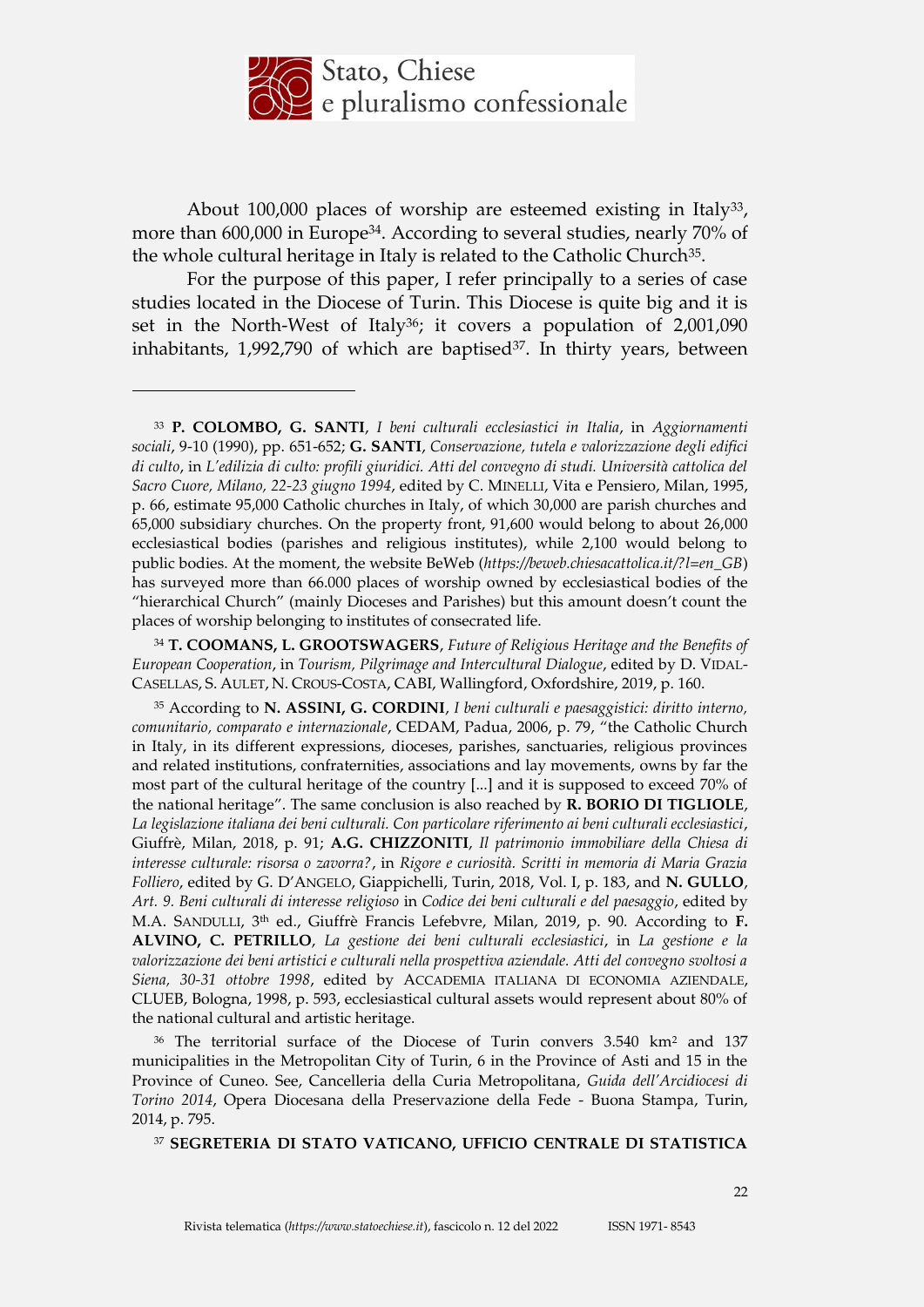About 100,000 places of worship are esteemed existing in Italy[33], more than 600,000 in Europe[34]. According to several studies, nearly 70% of the whole cultural heritage in Italy is related to the Catholic Church[35].

For the purpose of this paper, I refer principally to a series of case studies located in the Diocese of Turin. This Diocese is quite big and it is set in the North-West of Italy[36]; it covers a population of 2,001,090 inhabitants, 1,992,790 of which are baptised[37]. In thirty years, between

---

[33] **P. COLOMBO, G. SANTI**, *I beni culturali ecclesiastici in Italia*, in *Aggiornamenti sociali*, 9-10 (1990), pp. 651-652; **G. SANTI**, *Conservazione, tutela e valorizzazione degli edifici di culto*, in *L'edilizia di culto: profili giuridici. Atti del convegno di studi. Università cattolica del Sacro Cuore, Milano, 22-23 giugno 1994*, edited by C. MINELLI, Vita e Pensiero, Milan, 1995, p. 66, estimate 95,000 Catholic churches in Italy, of which 30,000 are parish churches and 65,000 subsidiary churches. On the property front, 91,600 would belong to about 26,000 ecclesiastical bodies (parishes and religious institutes), while 2,100 would belong to public bodies. At the moment, the website BeWeb (*https://beweb.chiesacattolica.it/?l=en_GB*) has surveyed more than 66.000 places of worship owned by ecclesiastical bodies of the "hierarchical Church" (mainly Dioceses and Parishes) but this amount doesn't count the places of worship belonging to institutes of consecrated life.

[34] **T. COOMANS, L. GROOTSWAGERS**, *Future of Religious Heritage and the Benefits of European Cooperation*, in *Tourism, Pilgrimage and Intercultural Dialogue*, edited by D. VIDAL-CASELLAS, S. AULET, N. CROUS-COSTA, CABI, Wallingford, Oxfordshire, 2019, p. 160.

[35] According to **N. ASSINI, G. CORDINI**, *I beni culturali e paesaggistici: diritto interno, comunitario, comparato e internazionale*, CEDAM, Padua, 2006, p. 79, "the Catholic Church in Italy, in its different expressions, dioceses, parishes, sanctuaries, religious provinces and related institutions, confraternities, associations and lay movements, owns by far the most part of the cultural heritage of the country [...] and it is supposed to exceed 70% of the national heritage". The same conclusion is also reached by **R. BORIO DI TIGLIOLE**, *La legislazione italiana dei beni culturali. Con particolare riferimento ai beni culturali ecclesiastici*, Giuffrè, Milan, 2018, p. 91; **A.G. CHIZZONITI**, *Il patrimonio immobiliare della Chiesa di interesse culturale: risorsa o zavorra?*, in *Rigore e curiosità. Scritti in memoria di Maria Grazia Folliero*, edited by G. D'ANGELO, Giappichelli, Turin, 2018, Vol. I, p. 183, and **N. GULLO**, *Art. 9. Beni culturali di interesse religioso* in *Codice dei beni culturali e del paesaggio*, edited by M.A. SANDULLI, 3th ed., Giuffrè Francis Lefebvre, Milan, 2019, p. 90. According to **F. ALVINO, C. PETRILLO**, *La gestione dei beni culturali ecclesiastici*, in *La gestione e la valorizzazione dei beni artistici e culturali nella prospettiva aziendale. Atti del convegno svoltosi a Siena, 30-31 ottobre 1998*, edited by ACCADEMIA ITALIANA DI ECONOMIA AZIENDALE, CLUEB, Bologna, 1998, p. 593, ecclesiastical cultural assets would represent about 80% of the national cultural and artistic heritage.

[36] The territorial surface of the Diocese of Turin convers 3.540 km$^2$ and 137 municipalities in the Metropolitan City of Turin, 6 in the Province of Asti and 15 in the Province of Cuneo. See, Cancelleria della Curia Metropolitana, *Guida dell'Arcidiocesi di Torino 2014*, Opera Diocesana della Preservazione della Fede - Buona Stampa, Turin, 2014, p. 795.

[37] **SEGRETERIA DI STATO VATICANO, UFFICIO CENTRALE DI STATISTICA**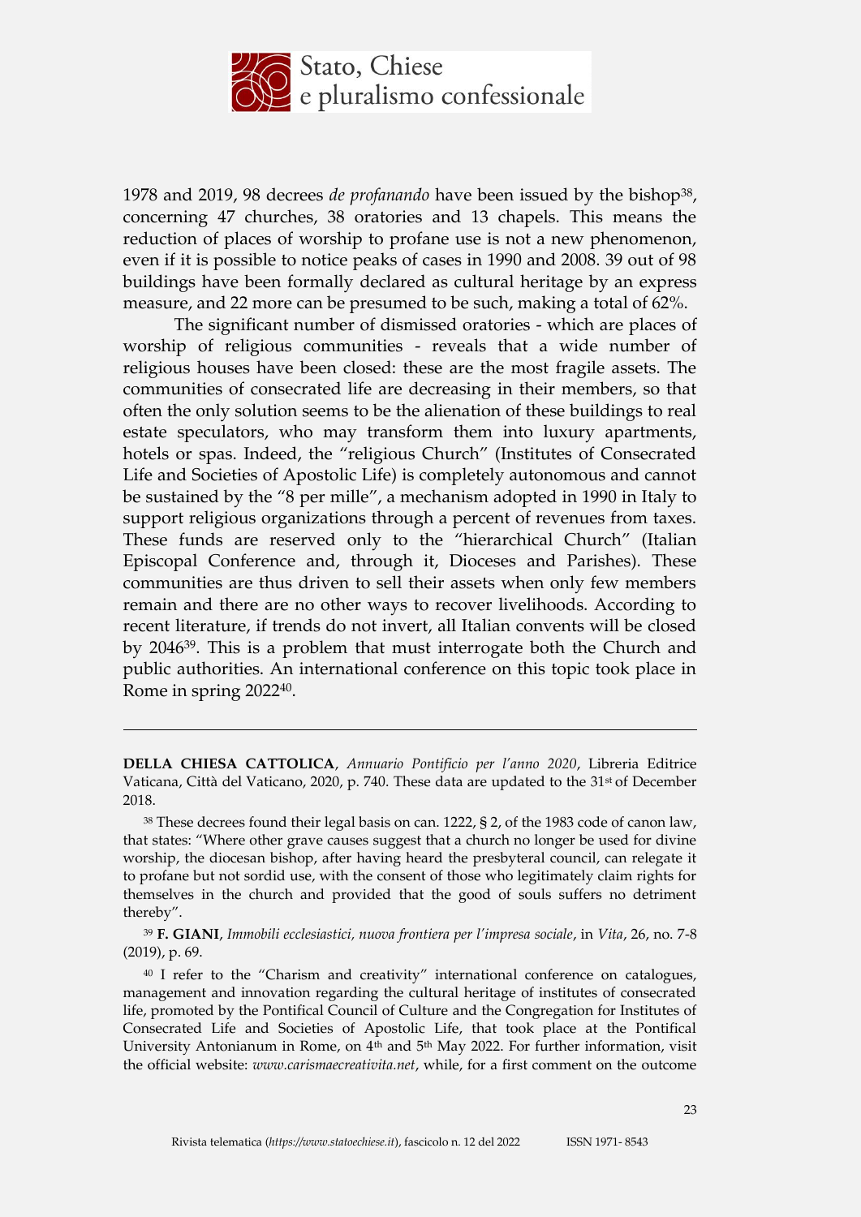1978 and 2019, 98 decrees *de profanando* have been issued by the bishop[38], concerning 47 churches, 38 oratories and 13 chapels. This means the reduction of places of worship to profane use is not a new phenomenon, even if it is possible to notice peaks of cases in 1990 and 2008. 39 out of 98 buildings have been formally declared as cultural heritage by an express measure, and 22 more can be presumed to be such, making a total of 62%.

The significant number of dismissed oratories - which are places of worship of religious communities - reveals that a wide number of religious houses have been closed: these are the most fragile assets. The communities of consecrated life are decreasing in their members, so that often the only solution seems to be the alienation of these buildings to real estate speculators, who may transform them into luxury apartments, hotels or spas. Indeed, the "religious Church" (Institutes of Consecrated Life and Societies of Apostolic Life) is completely autonomous and cannot be sustained by the "8 per mille", a mechanism adopted in 1990 in Italy to support religious organizations through a percent of revenues from taxes. These funds are reserved only to the "hierarchical Church" (Italian Episcopal Conference and, through it, Dioceses and Parishes). These communities are thus driven to sell their assets when only few members remain and there are no other ways to recover livelihoods. According to recent literature, if trends do not invert, all Italian convents will be closed by 2046[39]. This is a problem that must interrogate both the Church and public authorities. An international conference on this topic took place in Rome in spring 2022[40].

---

**DELLA CHIESA CATTOLICA**, *Annuario Pontificio per l'anno 2020*, Libreria Editrice Vaticana, Città del Vaticano, 2020, p. 740. These data are updated to the 31st of December 2018.

[38] These decrees found their legal basis on can. 1222, § 2, of the 1983 code of canon law, that states: "Where other grave causes suggest that a church no longer be used for divine worship, the diocesan bishop, after having heard the presbyteral council, can relegate it to profane but not sordid use, with the consent of those who legitimately claim rights for themselves in the church and provided that the good of souls suffers no detriment thereby".

[39] **F. GIANI**, *Immobili ecclesiastici, nuova frontiera per l'impresa sociale*, in *Vita*, 26, no. 7-8 (2019), p. 69.

[40] I refer to the "Charism and creativity" international conference on catalogues, management and innovation regarding the cultural heritage of institutes of consecrated life, promoted by the Pontifical Council of Culture and the Congregation for Institutes of Consecrated Life and Societies of Apostolic Life, that took place at the Pontifical University Antonianum in Rome, on 4th and 5th May 2022. For further information, visit the official website: *www.carismaecreativita.net*, while, for a first comment on the outcome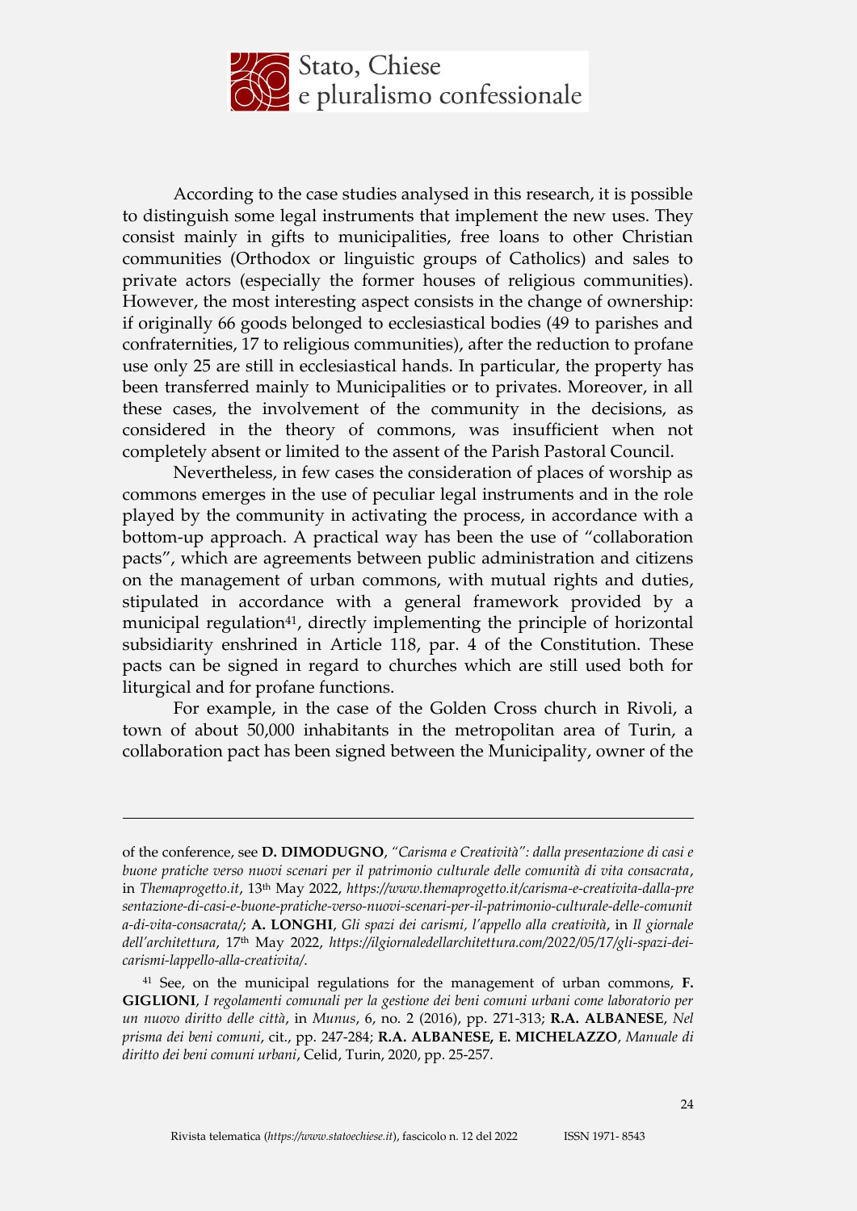According to the case studies analysed in this research, it is possible to distinguish some legal instruments that implement the new uses. They consist mainly in gifts to municipalities, free loans to other Christian communities (Orthodox or linguistic groups of Catholics) and sales to private actors (especially the former houses of religious communities). However, the most interesting aspect consists in the change of ownership: if originally 66 goods belonged to ecclesiastical bodies (49 to parishes and confraternities, 17 to religious communities), after the reduction to profane use only 25 are still in ecclesiastical hands. In particular, the property has been transferred mainly to Municipalities or to privates. Moreover, in all these cases, the involvement of the community in the decisions, as considered in the theory of commons, was insufficient when not completely absent or limited to the assent of the Parish Pastoral Council.

Nevertheless, in few cases the consideration of places of worship as commons emerges in the use of peculiar legal instruments and in the role played by the community in activating the process, in accordance with a bottom-up approach. A practical way has been the use of "collaboration pacts", which are agreements between public administration and citizens on the management of urban commons, with mutual rights and duties, stipulated in accordance with a general framework provided by a municipal regulation[41], directly implementing the principle of horizontal subsidiarity enshrined in Article 118, par. 4 of the Constitution. These pacts can be signed in regard to churches which are still used both for liturgical and for profane functions.

For example, in the case of the Golden Cross church in Rivoli, a town of about 50,000 inhabitants in the metropolitan area of Turin, a collaboration pact has been signed between the Municipality, owner of the

---

of the conference, see **D. DIMODUGNO**, *"Carisma e Creatività": dalla presentazione di casi e buone pratiche verso nuovi scenari per il patrimonio culturale delle comunità di vita consacrata*, in *Themaprogetto.it*, 13th May 2022, *https://www.themaprogetto.it/carisma-e-creativita-dalla-presentazione-di-casi-e-buone-pratiche-verso-nuovi-scenari-per-il-patrimonio-culturale-delle-comunita-di-vita-consacrata/*; **A. LONGHI**, *Gli spazi dei carismi, l'appello alla creatività*, in *Il giornale dell'architettura*, 17th May 2022, *https://ilgiornaledellarchitettura.com/2022/05/17/gli-spazi-dei-carismi-lappello-alla-creativita/*.

[41] See, on the municipal regulations for the management of urban commons, **F. GIGLIONI**, *I regolamenti comunali per la gestione dei beni comuni urbani come laboratorio per un nuovo diritto delle città*, in *Munus*, 6, no. 2 (2016), pp. 271-313; **R.A. ALBANESE**, *Nel prisma dei beni comuni*, cit., pp. 247-284; **R.A. ALBANESE, E. MICHELAZZO**, *Manuale di diritto dei beni comuni urbani*, Celid, Turin, 2020, pp. 25-257.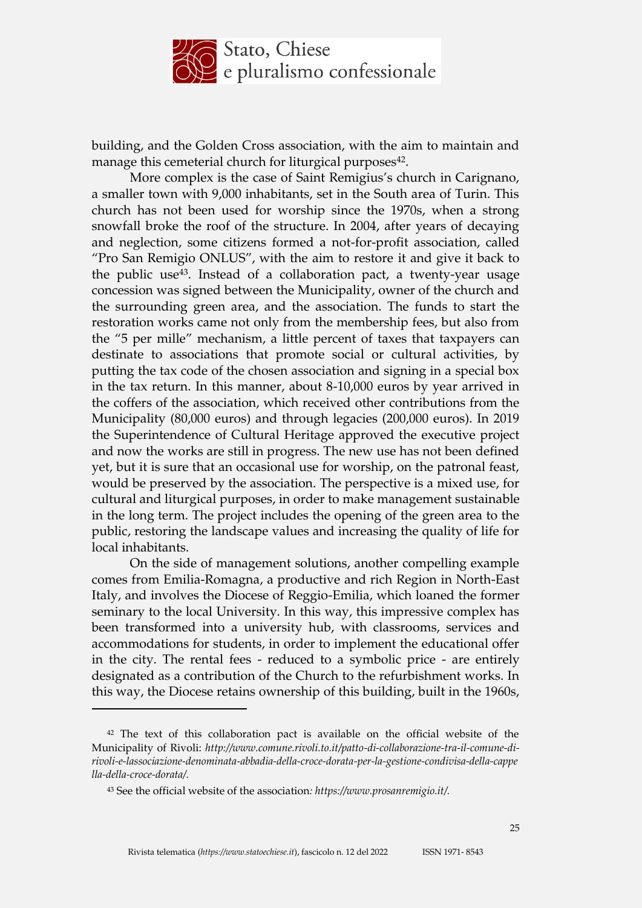building, and the Golden Cross association, with the aim to maintain and manage this cemeterial church for liturgical purposes[42].

More complex is the case of Saint Remigius's church in Carignano, a smaller town with 9,000 inhabitants, set in the South area of Turin. This church has not been used for worship since the 1970s, when a strong snowfall broke the roof of the structure. In 2004, after years of decaying and neglection, some citizens formed a not-for-profit association, called "Pro San Remigio ONLUS", with the aim to restore it and give it back to the public use[43]. Instead of a collaboration pact, a twenty-year usage concession was signed between the Municipality, owner of the church and the surrounding green area, and the association. The funds to start the restoration works came not only from the membership fees, but also from the "5 per mille" mechanism, a little percent of taxes that taxpayers can destinate to associations that promote social or cultural activities, by putting the tax code of the chosen association and signing in a special box in the tax return. In this manner, about 8-10,000 euros by year arrived in the coffers of the association, which received other contributions from the Municipality (80,000 euros) and through legacies (200,000 euros). In 2019 the Superintendence of Cultural Heritage approved the executive project and now the works are still in progress. The new use has not been defined yet, but it is sure that an occasional use for worship, on the patronal feast, would be preserved by the association. The perspective is a mixed use, for cultural and liturgical purposes, in order to make management sustainable in the long term. The project includes the opening of the green area to the public, restoring the landscape values and increasing the quality of life for local inhabitants.

On the side of management solutions, another compelling example comes from Emilia-Romagna, a productive and rich Region in North-East Italy, and involves the Diocese of Reggio-Emilia, which loaned the former seminary to the local University. In this way, this impressive complex has been transformed into a university hub, with classrooms, services and accommodations for students, in order to implement the educational offer in the city. The rental fees - reduced to a symbolic price - are entirely designated as a contribution of the Church to the refurbishment works. In this way, the Diocese retains ownership of this building, built in the 1960s,

---

[42] The text of this collaboration pact is available on the official website of the Municipality of Rivoli: *http://www.comune.rivoli.to.it/patto-di-collaborazione-tra-il-comune-di-rivoli-e-lassociazione-denominata-abbadia-della-croce-dorata-per-la-gestione-condivisa-della-cappella-della-croce-dorata/.*

[43] See the official website of the association*: https://www.prosanremigio.it/.*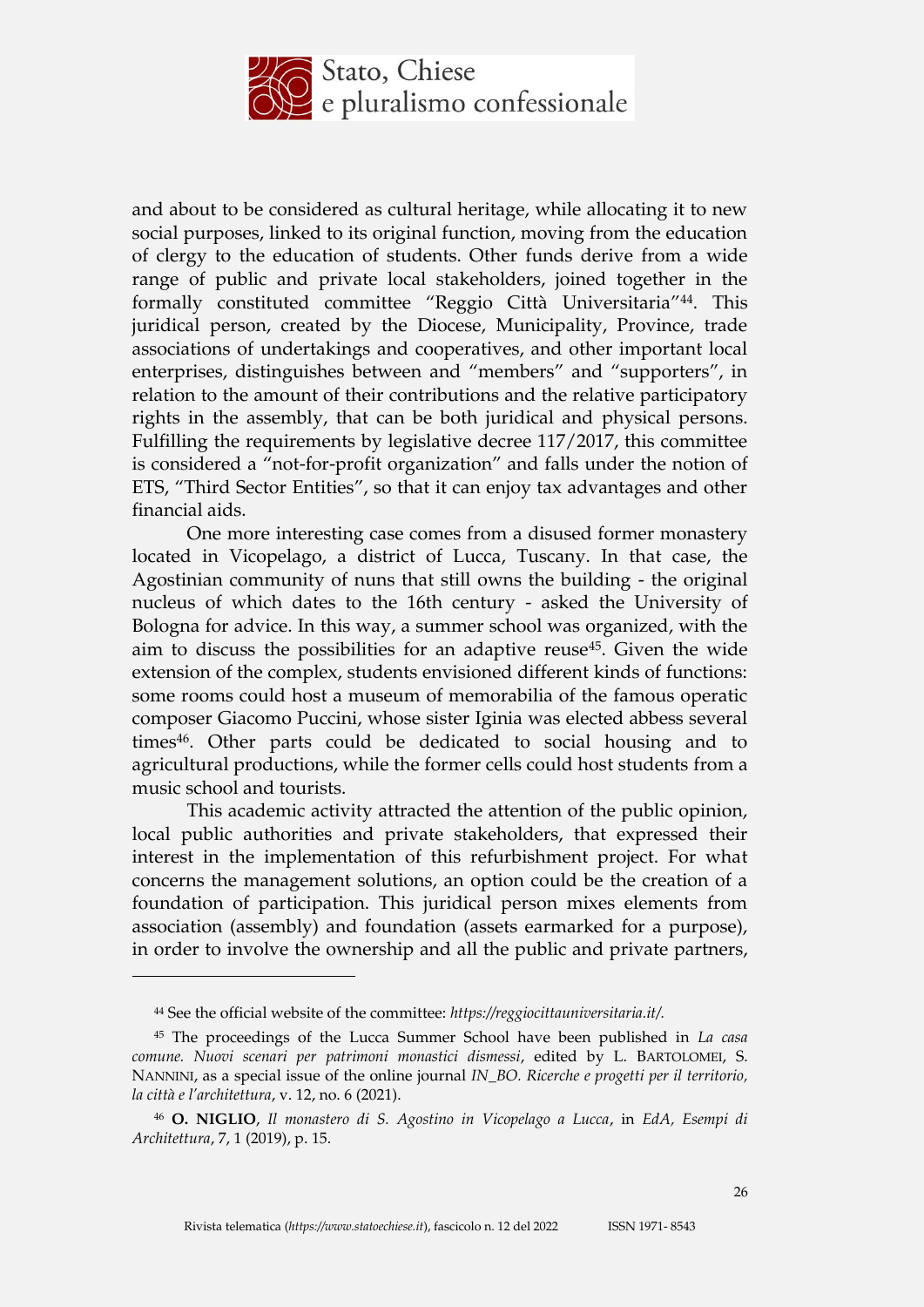and about to be considered as cultural heritage, while allocating it to new social purposes, linked to its original function, moving from the education of clergy to the education of students. Other funds derive from a wide range of public and private local stakeholders, joined together in the formally constituted committee "Reggio Città Universitaria"[44]. This juridical person, created by the Diocese, Municipality, Province, trade associations of undertakings and cooperatives, and other important local enterprises, distinguishes between and "members" and "supporters", in relation to the amount of their contributions and the relative participatory rights in the assembly, that can be both juridical and physical persons. Fulfilling the requirements by legislative decree 117/2017, this committee is considered a "not-for-profit organization" and falls under the notion of ETS, "Third Sector Entities", so that it can enjoy tax advantages and other financial aids.

One more interesting case comes from a disused former monastery located in Vicopelago, a district of Lucca, Tuscany. In that case, the Agostinian community of nuns that still owns the building - the original nucleus of which dates to the 16th century - asked the University of Bologna for advice. In this way, a summer school was organized, with the aim to discuss the possibilities for an adaptive reuse[45]. Given the wide extension of the complex, students envisioned different kinds of functions: some rooms could host a museum of memorabilia of the famous operatic composer Giacomo Puccini, whose sister Iginia was elected abbess several times[46]. Other parts could be dedicated to social housing and to agricultural productions, while the former cells could host students from a music school and tourists.

This academic activity attracted the attention of the public opinion, local public authorities and private stakeholders, that expressed their interest in the implementation of this refurbishment project. For what concerns the management solutions, an option could be the creation of a foundation of participation. This juridical person mixes elements from association (assembly) and foundation (assets earmarked for a purpose), in order to involve the ownership and all the public and private partners,

---

[44] See the official website of the committee: *https://reggiocittauniversitaria.it/.*

[45] The proceedings of the Lucca Summer School have been published in *La casa comune. Nuovi scenari per patrimoni monastici dismessi*, edited by L. BARTOLOMEI, S. NANNINI, as a special issue of the online journal *IN_BO. Ricerche e progetti per il territorio, la città e l'architettura*, v. 12, no. 6 (2021).

[46] **O. NIGLIO**, *Il monastero di S. Agostino in Vicopelago a Lucca*, in *EdA, Esempi di Architettura*, 7, 1 (2019), p. 15.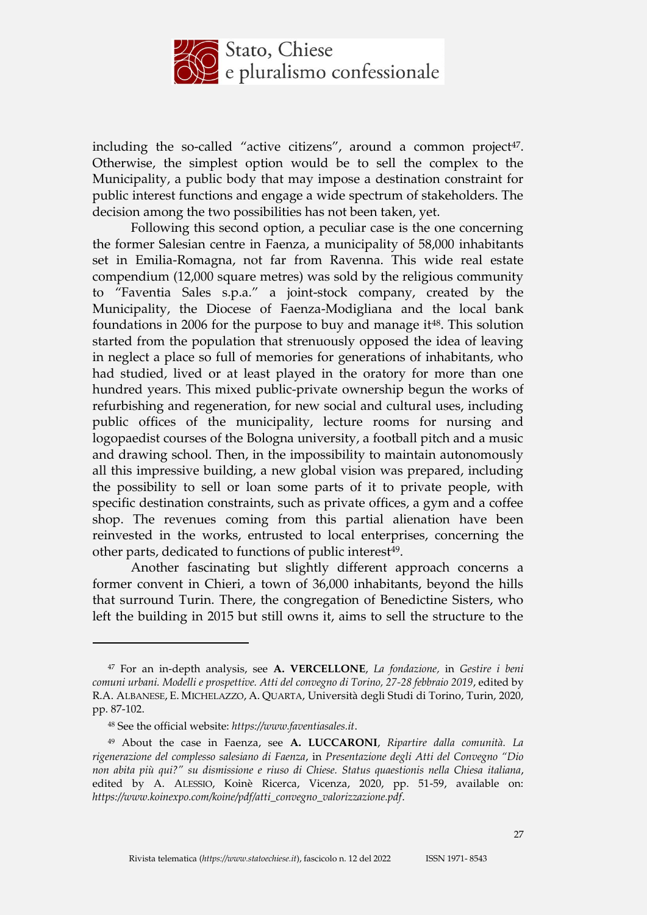including the so-called "active citizens", around a common project[47]. Otherwise, the simplest option would be to sell the complex to the Municipality, a public body that may impose a destination constraint for public interest functions and engage a wide spectrum of stakeholders. The decision among the two possibilities has not been taken, yet.

Following this second option, a peculiar case is the one concerning the former Salesian centre in Faenza, a municipality of 58,000 inhabitants set in Emilia-Romagna, not far from Ravenna. This wide real estate compendium (12,000 square metres) was sold by the religious community to "Faventia Sales s.p.a." a joint-stock company, created by the Municipality, the Diocese of Faenza-Modigliana and the local bank foundations in 2006 for the purpose to buy and manage it[48]. This solution started from the population that strenuously opposed the idea of leaving in neglect a place so full of memories for generations of inhabitants, who had studied, lived or at least played in the oratory for more than one hundred years. This mixed public-private ownership begun the works of refurbishing and regeneration, for new social and cultural uses, including public offices of the municipality, lecture rooms for nursing and logopaedist courses of the Bologna university, a football pitch and a music and drawing school. Then, in the impossibility to maintain autonomously all this impressive building, a new global vision was prepared, including the possibility to sell or loan some parts of it to private people, with specific destination constraints, such as private offices, a gym and a coffee shop. The revenues coming from this partial alienation have been reinvested in the works, entrusted to local enterprises, concerning the other parts, dedicated to functions of public interest[49].

Another fascinating but slightly different approach concerns a former convent in Chieri, a town of 36,000 inhabitants, beyond the hills that surround Turin. There, the congregation of Benedictine Sisters, who left the building in 2015 but still owns it, aims to sell the structure to the

---

[47] For an in-depth analysis, see **A. VERCELLONE**, *La fondazione,* in *Gestire i beni comuni urbani. Modelli e prospettive. Atti del convegno di Torino, 27-28 febbraio 2019*, edited by R.A. ALBANESE, E. MICHELAZZO, A. QUARTA, Università degli Studi di Torino, Turin, 2020, pp. 87-102.

[48] See the official website: *https://www.faventiasales.it*.

[49] About the case in Faenza, see **A. LUCCARONI**, *Ripartire dalla comunità. La rigenerazione del complesso salesiano di Faenza*, in *Presentazione degli Atti del Convegno "Dio non abita più qui?" su dismissione e riuso di Chiese. Status quaestionis nella Chiesa italiana*, edited by A. ALESSIO, Koinè Ricerca, Vicenza, 2020, pp. 51-59, available on: *https://www.koinexpo.com/koine/pdf/atti_convegno_valorizzazione.pdf*.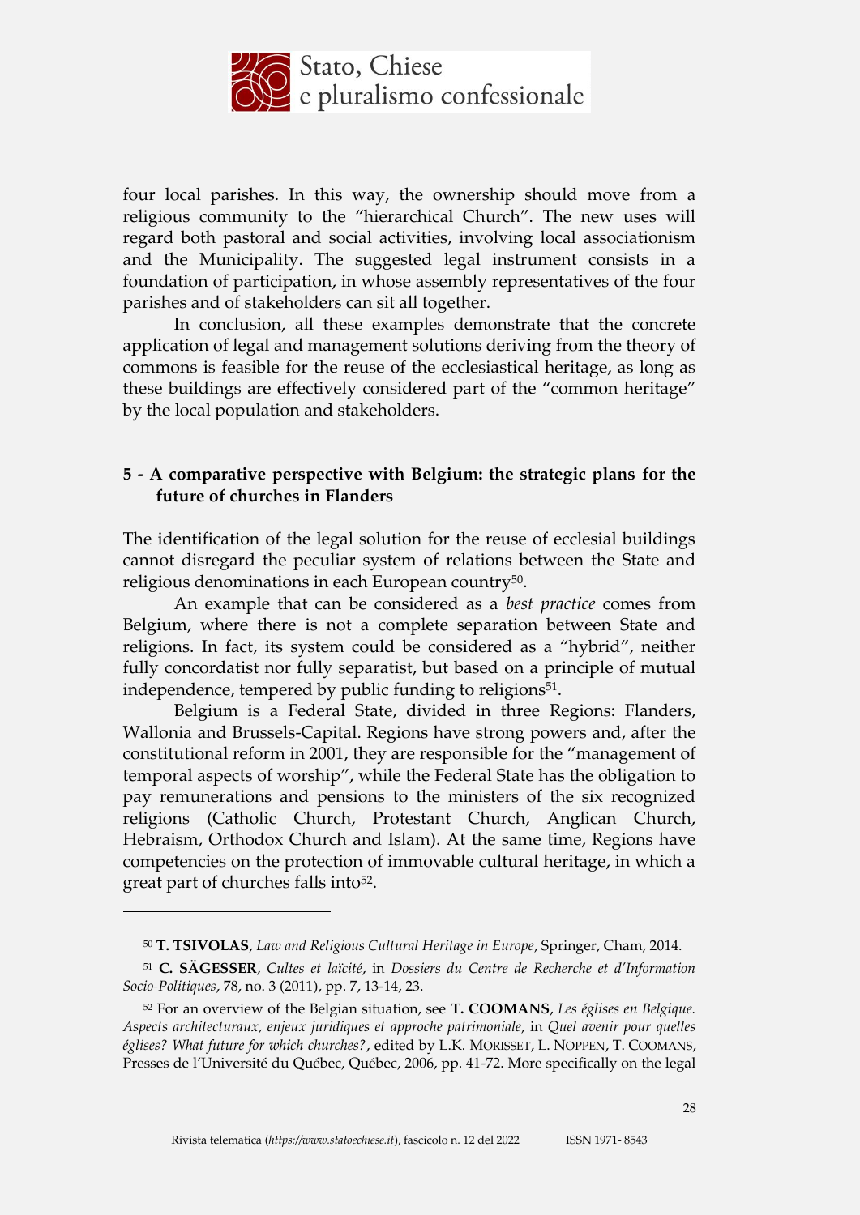four local parishes. In this way, the ownership should move from a religious community to the "hierarchical Church". The new uses will regard both pastoral and social activities, involving local associationism and the Municipality. The suggested legal instrument consists in a foundation of participation, in whose assembly representatives of the four parishes and of stakeholders can sit all together.

In conclusion, all these examples demonstrate that the concrete application of legal and management solutions deriving from the theory of commons is feasible for the reuse of the ecclesiastical heritage, as long as these buildings are effectively considered part of the "common heritage" by the local population and stakeholders.

## 5 - A comparative perspective with Belgium: the strategic plans for the future of churches in Flanders

The identification of the legal solution for the reuse of ecclesial buildings cannot disregard the peculiar system of relations between the State and religious denominations in each European country[50].

An example that can be considered as a *best practice* comes from Belgium, where there is not a complete separation between State and religions. In fact, its system could be considered as a "hybrid", neither fully concordatist nor fully separatist, but based on a principle of mutual independence, tempered by public funding to religions[51].

Belgium is a Federal State, divided in three Regions: Flanders, Wallonia and Brussels-Capital. Regions have strong powers and, after the constitutional reform in 2001, they are responsible for the "management of temporal aspects of worship", while the Federal State has the obligation to pay remunerations and pensions to the ministers of the six recognized religions (Catholic Church, Protestant Church, Anglican Church, Hebraism, Orthodox Church and Islam). At the same time, Regions have competencies on the protection of immovable cultural heritage, in which a great part of churches falls into[52].

---

[50] **T. TSIVOLAS**, *Law and Religious Cultural Heritage in Europe*, Springer, Cham, 2014.

[51] **C. SÄGESSER**, *Cultes et laïcité*, in *Dossiers du Centre de Recherche et d'Information Socio-Politiques*, 78, no. 3 (2011), pp. 7, 13-14, 23.

[52] For an overview of the Belgian situation, see **T. COOMANS**, *Les églises en Belgique. Aspects architecturaux, enjeux juridiques et approche patrimoniale*, in *Quel avenir pour quelles églises? What future for which churches?*, edited by L.K. MORISSET, L. NOPPEN, T. COOMANS, Presses de l'Université du Québec, Québec, 2006, pp. 41-72. More specifically on the legal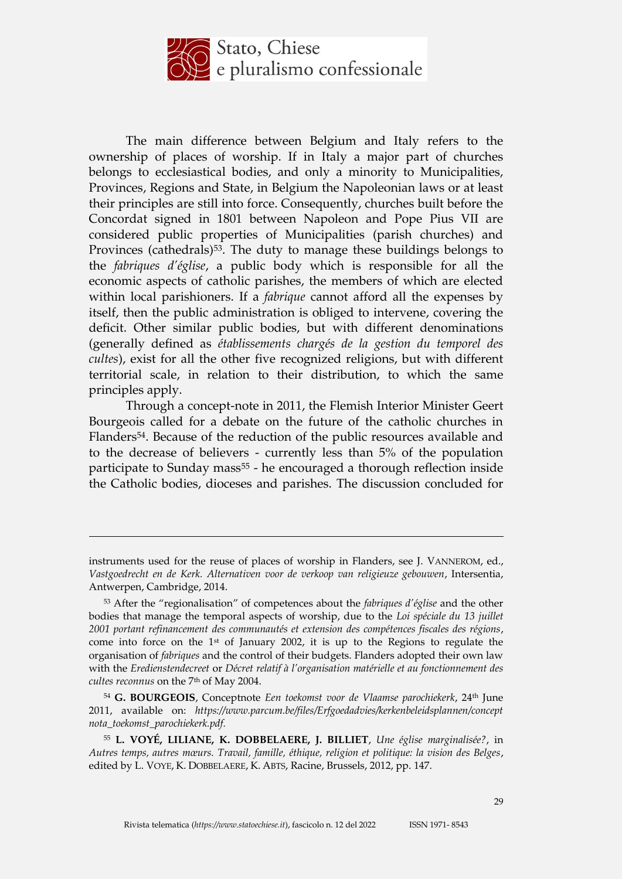The main difference between Belgium and Italy refers to the ownership of places of worship. If in Italy a major part of churches belongs to ecclesiastical bodies, and only a minority to Municipalities, Provinces, Regions and State, in Belgium the Napoleonian laws or at least their principles are still into force. Consequently, churches built before the Concordat signed in 1801 between Napoleon and Pope Pius VII are considered public properties of Municipalities (parish churches) and Provinces (cathedrals)[53]. The duty to manage these buildings belongs to the *fabriques d'église*, a public body which is responsible for all the economic aspects of catholic parishes, the members of which are elected within local parishioners. If a *fabrique* cannot afford all the expenses by itself, then the public administration is obliged to intervene, covering the deficit. Other similar public bodies, but with different denominations (generally defined as *établissements chargés de la gestion du temporel des cultes*), exist for all the other five recognized religions, but with different territorial scale, in relation to their distribution, to which the same principles apply.

Through a concept-note in 2011, the Flemish Interior Minister Geert Bourgeois called for a debate on the future of the catholic churches in Flanders[54]. Because of the reduction of the public resources available and to the decrease of believers - currently less than 5% of the population participate to Sunday mass[55] - he encouraged a thorough reflection inside the Catholic bodies, dioceses and parishes. The discussion concluded for

---

instruments used for the reuse of places of worship in Flanders, see J. VANNEROM, ed., *Vastgoedrecht en de Kerk. Alternativen voor de verkoop van religieuze gebouwen*, Intersentia, Antwerpen, Cambridge, 2014.

[53] After the "regionalisation" of competences about the *fabriques d'église* and the other bodies that manage the temporal aspects of worship, due to the *Loi spéciale du 13 juillet 2001 portant refinancement des communautés et extension des compétences fiscales des régions*, come into force on the 1st of January 2002, it is up to the Regions to regulate the organisation of *fabriques* and the control of their budgets. Flanders adopted their own law with the *Eredienstendecreet* or *Décret relatif à l'organisation matérielle et au fonctionnement des cultes reconnus* on the 7th of May 2004.

[54] **G. BOURGEOIS**, Conceptnote *Een toekomst voor de Vlaamse parochiekerk*, 24th June 2011, available on: *https://www.parcum.be/files/Erfgoedadvies/kerkenbeleidsplannen/conceptnota_toekomst_parochiekerk.pdf.*

[55] **L. VOYÉ, LILIANE, K. DOBBELAERE, J. BILLIET**, *Une église marginalisée?*, in *Autres temps, autres mœurs. Travail, famille, éthique, religion et politique: la vision des Belges*, edited by L. VOYE, K. DOBBELAERE, K. ABTS, Racine, Brussels, 2012, pp. 147.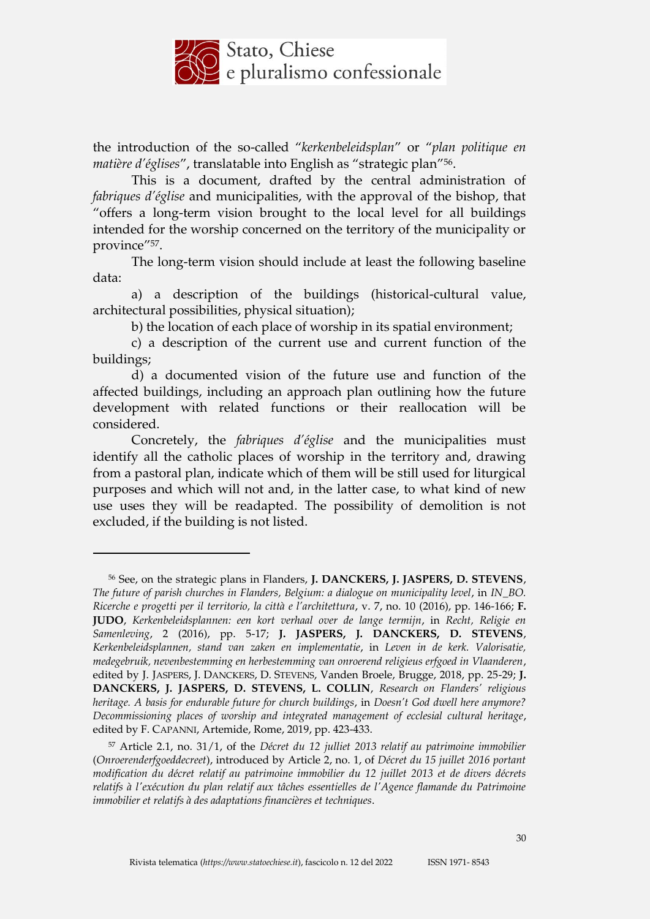the introduction of the so-called "*kerkenbeleidsplan*" or "*plan politique en matière d'églises*", translatable into English as "strategic plan"[56].

This is a document, drafted by the central administration of *fabriques d'église* and municipalities, with the approval of the bishop, that "offers a long-term vision brought to the local level for all buildings intended for the worship concerned on the territory of the municipality or province"[57].

The long-term vision should include at least the following baseline data:

a) a description of the buildings (historical-cultural value, architectural possibilities, physical situation);

b) the location of each place of worship in its spatial environment;

c) a description of the current use and current function of the buildings;

d) a documented vision of the future use and function of the affected buildings, including an approach plan outlining how the future development with related functions or their reallocation will be considered.

Concretely, the *fabriques d'église* and the municipalities must identify all the catholic places of worship in the territory and, drawing from a pastoral plan, indicate which of them will be still used for liturgical purposes and which will not and, in the latter case, to what kind of new use uses they will be readapted. The possibility of demolition is not excluded, if the building is not listed.

---

[56] See, on the strategic plans in Flanders, **J. DANCKERS, J. JASPERS, D. STEVENS**, *The future of parish churches in Flanders, Belgium: a dialogue on municipality level*, in *IN_BO. Ricerche e progetti per il territorio, la città e l'architettura*, v. 7, no. 10 (2016), pp. 146-166; **F. JUDO**, *Kerkenbeleidsplannen: een kort verhaal over de lange termijn*, in *Recht, Religie en Samenleving*, 2 (2016), pp. 5-17; **J. JASPERS, J. DANCKERS, D. STEVENS**, *Kerkenbeleidsplannen, stand van zaken en implementatie*, in *Leven in de kerk. Valorisatie, medegebruik, nevenbestemming en herbestemming van onroerend religieus erfgoed in Vlaanderen*, edited by J. JASPERS, J. DANCKERS, D. STEVENS, Vanden Broele, Brugge, 2018, pp. 25-29; **J. DANCKERS, J. JASPERS, D. STEVENS, L. COLLIN**, *Research on Flanders' religious heritage. A basis for endurable future for church buildings*, in *Doesn't God dwell here anymore? Decommissioning places of worship and integrated management of ecclesial cultural heritage*, edited by F. CAPANNI, Artemide, Rome, 2019, pp. 423-433.

[57] Article 2.1, no. 31/1, of the *Décret du 12 julliet 2013 relatif au patrimoine immobilier* (*Onroerenderfgoeddecreet*), introduced by Article 2, no. 1, of *Décret du 15 juillet 2016 portant modification du décret relatif au patrimoine immobilier du 12 juillet 2013 et de divers décrets relatifs à l'exécution du plan relatif aux tâches essentielles de l'Agence flamande du Patrimoine immobilier et relatifs à des adaptations financières et techniques*.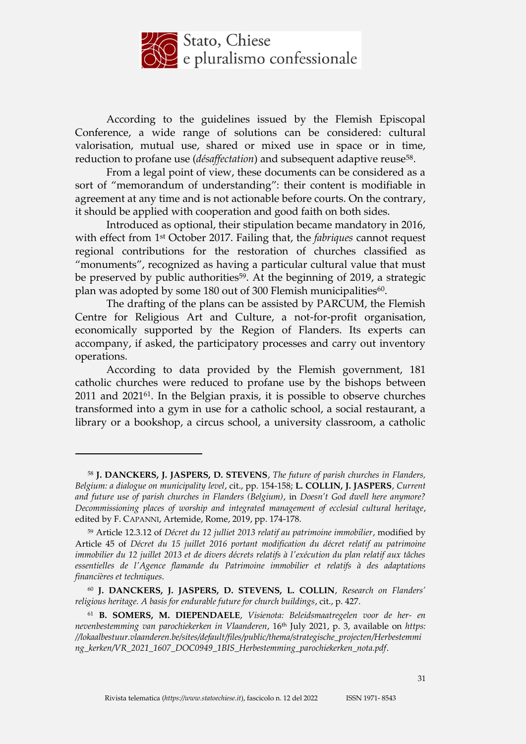According to the guidelines issued by the Flemish Episcopal Conference, a wide range of solutions can be considered: cultural valorisation, mutual use, shared or mixed use in space or in time, reduction to profane use (*désaffectation*) and subsequent adaptive reuse[58].

From a legal point of view, these documents can be considered as a sort of "memorandum of understanding": their content is modifiable in agreement at any time and is not actionable before courts. On the contrary, it should be applied with cooperation and good faith on both sides.

Introduced as optional, their stipulation became mandatory in 2016, with effect from 1st October 2017. Failing that, the *fabriques* cannot request regional contributions for the restoration of churches classified as "monuments", recognized as having a particular cultural value that must be preserved by public authorities[59]. At the beginning of 2019, a strategic plan was adopted by some 180 out of 300 Flemish municipalities[60].

The drafting of the plans can be assisted by PARCUM, the Flemish Centre for Religious Art and Culture, a not-for-profit organisation, economically supported by the Region of Flanders. Its experts can accompany, if asked, the participatory processes and carry out inventory operations.

According to data provided by the Flemish government, 181 catholic churches were reduced to profane use by the bishops between 2011 and 2021[61]. In the Belgian praxis, it is possible to observe churches transformed into a gym in use for a catholic school, a social restaurant, a library or a bookshop, a circus school, a university classroom, a catholic

---

[58] **J. DANCKERS, J. JASPERS, D. STEVENS**, *The future of parish churches in Flanders, Belgium: a dialogue on municipality level*, cit., pp. 154-158; **L. COLLIN, J. JASPERS**, *Current and future use of parish churches in Flanders (Belgium)*, in *Doesn't God dwell here anymore? Decommissioning places of worship and integrated management of ecclesial cultural heritage*, edited by F. CAPANNI, Artemide, Rome, 2019, pp. 174-178.

[59] Article 12.3.12 of *Décret du 12 julliet 2013 relatif au patrimoine immobilier*, modified by Article 45 of *Décret du 15 juillet 2016 portant modification du décret relatif au patrimoine immobilier du 12 juillet 2013 et de divers décrets relatifs à l'exécution du plan relatif aux tâches essentielles de l'Agence flamande du Patrimoine immobilier et relatifs à des adaptations financières et techniques.*

[60] **J. DANCKERS, J. JASPERS, D. STEVENS, L. COLLIN**, *Research on Flanders' religious heritage. A basis for endurable future for church buildings*, cit., p. 427.

[61] **B. SOMERS, M. DIEPENDAELE**, *Visienota: Beleidsmaatregelen voor de her- en nevenbestemming van parochiekerken in Vlaanderen*, 16th July 2021, p. 3, available on *https://lokaalbestuur.vlaanderen.be/sites/default/files/public/thema/strategische_projecten/Herbestemming_kerken/VR_2021_1607_DOC0949_1BIS_Herbestemming_parochiekerken_nota.pdf*.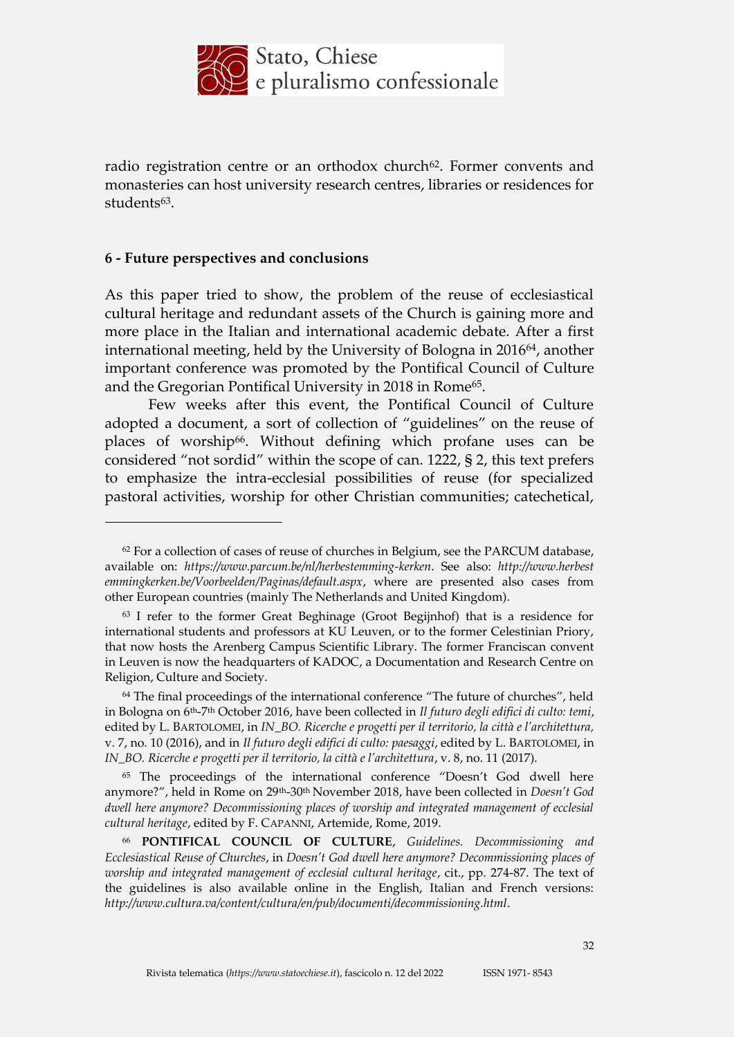radio registration centre or an orthodox church[62]. Former convents and monasteries can host university research centres, libraries or residences for students[63].

## 6 - Future perspectives and conclusions

As this paper tried to show, the problem of the reuse of ecclesiastical cultural heritage and redundant assets of the Church is gaining more and more place in the Italian and international academic debate. After a first international meeting, held by the University of Bologna in 2016[64], another important conference was promoted by the Pontifical Council of Culture and the Gregorian Pontifical University in 2018 in Rome[65].

Few weeks after this event, the Pontifical Council of Culture adopted a document, a sort of collection of "guidelines" on the reuse of places of worship[66]. Without defining which profane uses can be considered "not sordid" within the scope of can. 1222, § 2, this text prefers to emphasize the intra-ecclesial possibilities of reuse (for specialized pastoral activities, worship for other Christian communities; catechetical,

---

[62] For a collection of cases of reuse of churches in Belgium, see the PARCUM database, available on: *https://www.parcum.be/nl/herbestemming-kerken*. See also: *http://www.herbestemmingkerken.be/Voorbeelden/Paginas/default.aspx*, where are presented also cases from other European countries (mainly The Netherlands and United Kingdom).

[63] I refer to the former Great Beghinage (Groot Begijnhof) that is a residence for international students and professors at KU Leuven, or to the former Celestinian Priory, that now hosts the Arenberg Campus Scientific Library. The former Franciscan convent in Leuven is now the headquarters of KADOC, a Documentation and Research Centre on Religion, Culture and Society.

[64] The final proceedings of the international conference "The future of churches", held in Bologna on 6th-7th October 2016, have been collected in *Il futuro degli edifici di culto: temi*, edited by L. BARTOLOMEI, in *IN_BO. Ricerche e progetti per il territorio, la città e l'architettura,* v. 7, no. 10 (2016), and in *Il futuro degli edifici di culto: paesaggi*, edited by L. BARTOLOMEI, in *IN_BO. Ricerche e progetti per il territorio, la città e l'architettura*, v. 8, no. 11 (2017).

[65] The proceedings of the international conference "Doesn't God dwell here anymore?", held in Rome on 29th-30th November 2018, have been collected in *Doesn't God dwell here anymore? Decommissioning places of worship and integrated management of ecclesial cultural heritage*, edited by F. CAPANNI, Artemide, Rome, 2019.

[66] **PONTIFICAL COUNCIL OF CULTURE**, *Guidelines. Decommissioning and Ecclesiastical Reuse of Churches*, in *Doesn't God dwell here anymore? Decommissioning places of worship and integrated management of ecclesial cultural heritage*, cit., pp. 274-87. The text of the guidelines is also available online in the English, Italian and French versions: *http://www.cultura.va/content/cultura/en/pub/documenti/decommissioning.html*.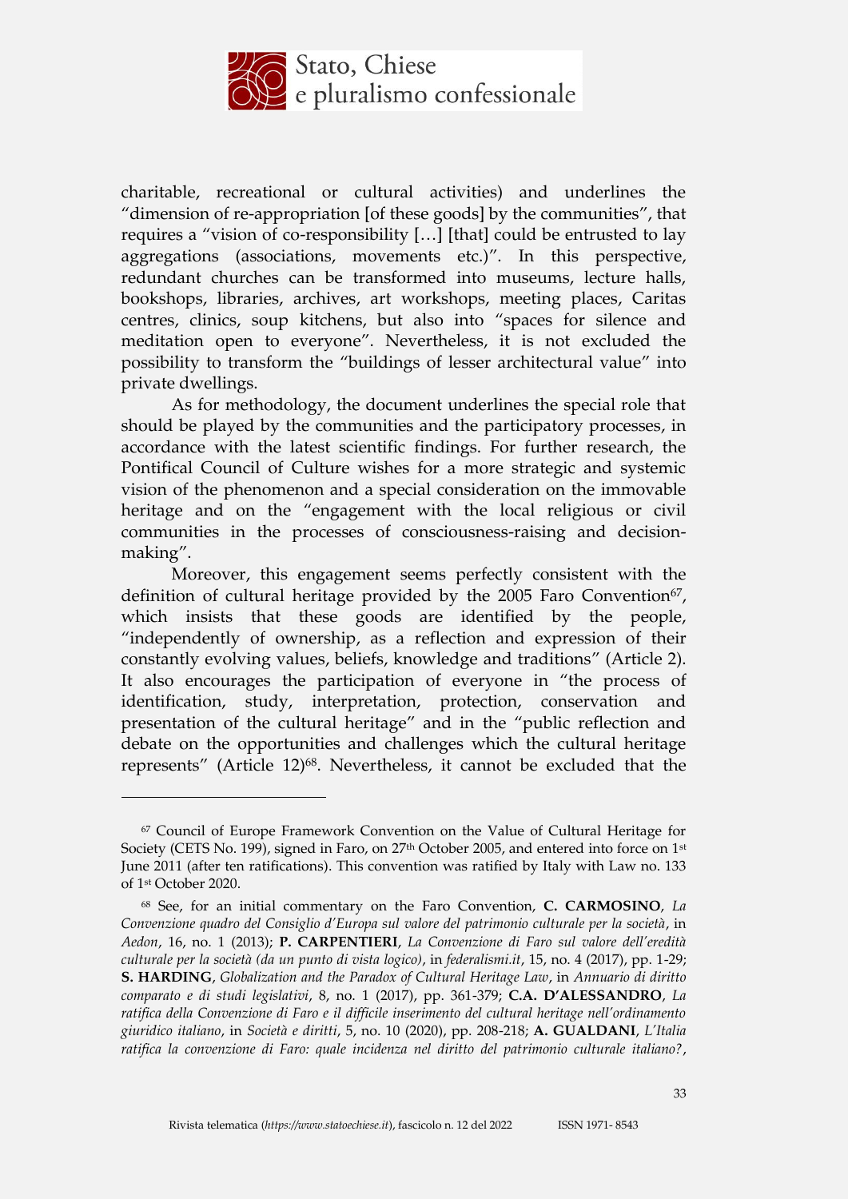charitable, recreational or cultural activities) and underlines the "dimension of re-appropriation [of these goods] by the communities", that requires a "vision of co-responsibility […] [that] could be entrusted to lay aggregations (associations, movements etc.)". In this perspective, redundant churches can be transformed into museums, lecture halls, bookshops, libraries, archives, art workshops, meeting places, Caritas centres, clinics, soup kitchens, but also into "spaces for silence and meditation open to everyone". Nevertheless, it is not excluded the possibility to transform the "buildings of lesser architectural value" into private dwellings.

As for methodology, the document underlines the special role that should be played by the communities and the participatory processes, in accordance with the latest scientific findings. For further research, the Pontifical Council of Culture wishes for a more strategic and systemic vision of the phenomenon and a special consideration on the immovable heritage and on the "engagement with the local religious or civil communities in the processes of consciousness-raising and decision-making".

Moreover, this engagement seems perfectly consistent with the definition of cultural heritage provided by the 2005 Faro Convention[67], which insists that these goods are identified by the people, "independently of ownership, as a reflection and expression of their constantly evolving values, beliefs, knowledge and traditions" (Article 2). It also encourages the participation of everyone in "the process of identification, study, interpretation, protection, conservation and presentation of the cultural heritage" and in the "public reflection and debate on the opportunities and challenges which the cultural heritage represents" (Article 12)[68]. Nevertheless, it cannot be excluded that the

---

[67] Council of Europe Framework Convention on the Value of Cultural Heritage for Society (CETS No. 199), signed in Faro, on 27th October 2005, and entered into force on 1st June 2011 (after ten ratifications). This convention was ratified by Italy with Law no. 133 of 1st October 2020.

[68] See, for an initial commentary on the Faro Convention, **C. CARMOSINO**, *La Convenzione quadro del Consiglio d'Europa sul valore del patrimonio culturale per la società*, in *Aedon*, 16, no. 1 (2013); **P. CARPENTIERI**, *La Convenzione di Faro sul valore dell'eredità culturale per la società (da un punto di vista logico)*, in *federalismi.it*, 15, no. 4 (2017), pp. 1-29; **S. HARDING**, *Globalization and the Paradox of Cultural Heritage Law*, in *Annuario di diritto comparato e di studi legislativi*, 8, no. 1 (2017), pp. 361-379; **C.A. D'ALESSANDRO**, *La ratifica della Convenzione di Faro e il difficile inserimento del cultural heritage nell'ordinamento giuridico italiano*, in *Società e diritti*, 5, no. 10 (2020), pp. 208-218; **A. GUALDANI**, *L'Italia ratifica la convenzione di Faro: quale incidenza nel diritto del patrimonio culturale italiano?*,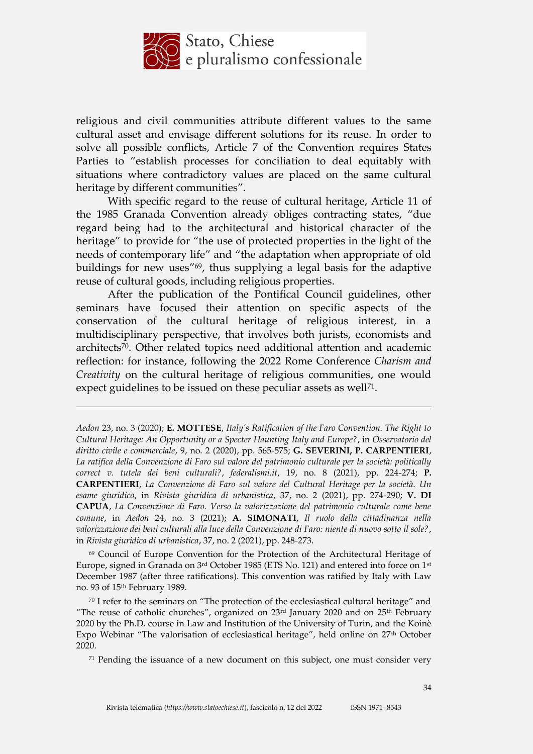religious and civil communities attribute different values to the same cultural asset and envisage different solutions for its reuse. In order to solve all possible conflicts, Article 7 of the Convention requires States Parties to "establish processes for conciliation to deal equitably with situations where contradictory values are placed on the same cultural heritage by different communities".

With specific regard to the reuse of cultural heritage, Article 11 of the 1985 Granada Convention already obliges contracting states, "due regard being had to the architectural and historical character of the heritage" to provide for "the use of protected properties in the light of the needs of contemporary life" and "the adaptation when appropriate of old buildings for new uses"[69], thus supplying a legal basis for the adaptive reuse of cultural goods, including religious properties.

After the publication of the Pontifical Council guidelines, other seminars have focused their attention on specific aspects of the conservation of the cultural heritage of religious interest, in a multidisciplinary perspective, that involves both jurists, economists and architects[70]. Other related topics need additional attention and academic reflection: for instance, following the 2022 Rome Conference *Charism and Creativity* on the cultural heritage of religious communities, one would expect guidelines to be issued on these peculiar assets as well[71].

---

*Aedon* 23, no. 3 (2020); **E. MOTTESE**, *Italy's Ratification of the Faro Convention. The Right to Cultural Heritage: An Opportunity or a Specter Haunting Italy and Europe?*, in *Osservatorio del diritto civile e commerciale*, 9, no. 2 (2020), pp. 565-575; **G. SEVERINI, P. CARPENTIERI**, *La ratifica della Convenzione di Faro sul valore del patrimonio culturale per la società: politically correct v. tutela dei beni culturali?*, *federalismi.it*, 19, no. 8 (2021), pp. 224-274; **P. CARPENTIERI**, *La Convenzione di Faro sul valore del Cultural Heritage per la società. Un esame giuridico*, in *Rivista giuridica di urbanistica*, 37, no. 2 (2021), pp. 274-290; **V. DI CAPUA**, *La Convenzione di Faro. Verso la valorizzazione del patrimonio culturale come bene comune*, in *Aedon* 24, no. 3 (2021); **A. SIMONATI**, *Il ruolo della cittadinanza nella valorizzazione dei beni culturali alla luce della Convenzione di Faro: niente di nuovo sotto il sole?*, in *Rivista giuridica di urbanistica*, 37, no. 2 (2021), pp. 248-273.

[69] Council of Europe Convention for the Protection of the Architectural Heritage of Europe, signed in Granada on 3rd October 1985 (ETS No. 121) and entered into force on 1st December 1987 (after three ratifications). This convention was ratified by Italy with Law no. 93 of 15th February 1989.

[70] I refer to the seminars on "The protection of the ecclesiastical cultural heritage" and "The reuse of catholic churches", organized on 23rd January 2020 and on 25th February 2020 by the Ph.D. course in Law and Institution of the University of Turin, and the Koinè Expo Webinar "The valorisation of ecclesiastical heritage", held online on 27th October 2020.

[71] Pending the issuance of a new document on this subject, one must consider very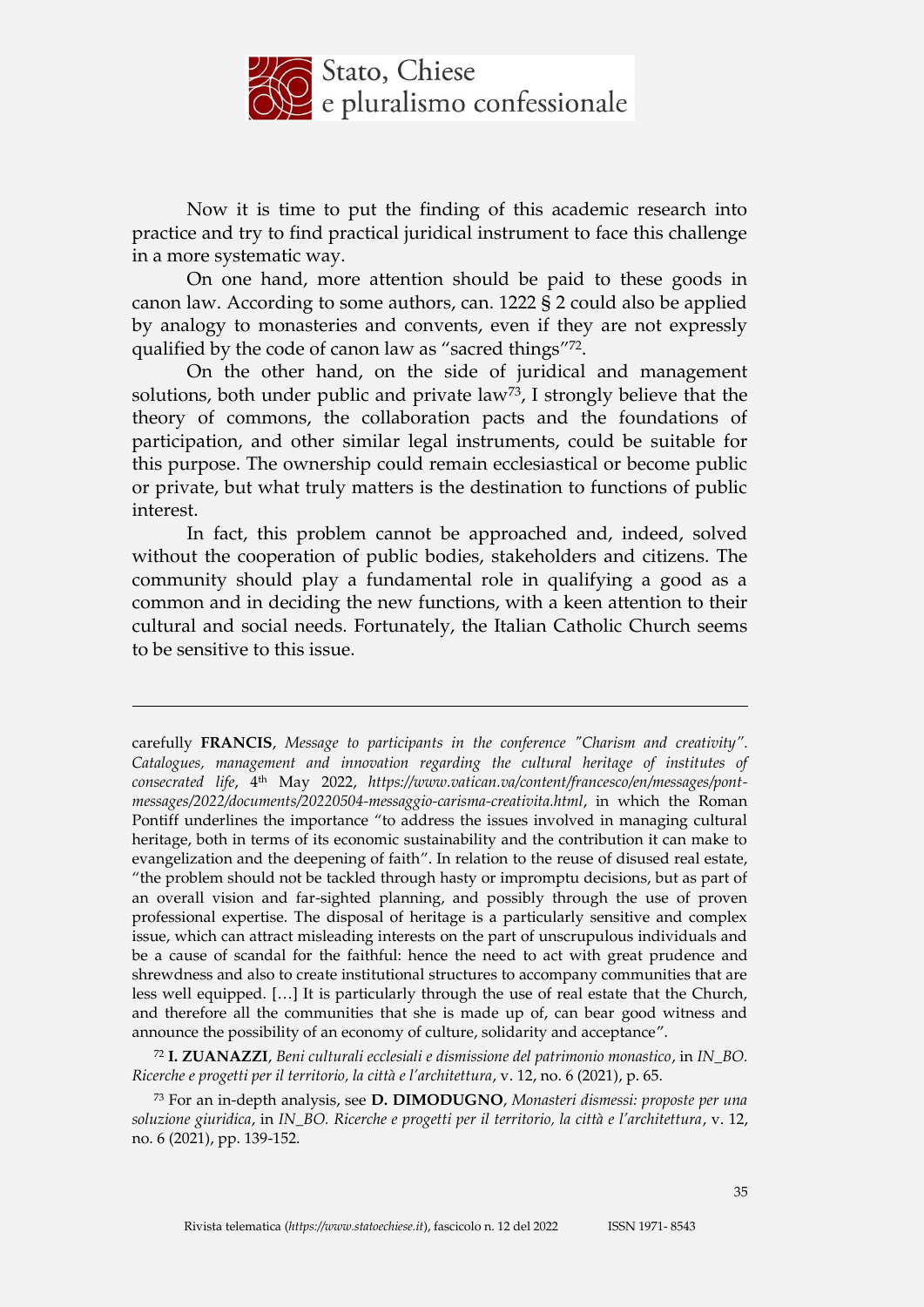Now it is time to put the finding of this academic research into practice and try to find practical juridical instrument to face this challenge in a more systematic way.

On one hand, more attention should be paid to these goods in canon law. According to some authors, can. 1222 § 2 could also be applied by analogy to monasteries and convents, even if they are not expressly qualified by the code of canon law as "sacred things"[72].

On the other hand, on the side of juridical and management solutions, both under public and private law[73], I strongly believe that the theory of commons, the collaboration pacts and the foundations of participation, and other similar legal instruments, could be suitable for this purpose. The ownership could remain ecclesiastical or become public or private, but what truly matters is the destination to functions of public interest.

In fact, this problem cannot be approached and, indeed, solved without the cooperation of public bodies, stakeholders and citizens. The community should play a fundamental role in qualifying a good as a common and in deciding the new functions, with a keen attention to their cultural and social needs. Fortunately, the Italian Catholic Church seems to be sensitive to this issue.

---

carefully **FRANCIS**, *Message to participants in the conference "Charism and creativity". Catalogues, management and innovation regarding the cultural heritage of institutes of consecrated life*, 4th May 2022, *https://www.vatican.va/content/francesco/en/messages/pont-messages/2022/documents/20220504-messaggio-carisma-creativita.html*, in which the Roman Pontiff underlines the importance "to address the issues involved in managing cultural heritage, both in terms of its economic sustainability and the contribution it can make to evangelization and the deepening of faith". In relation to the reuse of disused real estate, "the problem should not be tackled through hasty or impromptu decisions, but as part of an overall vision and far-sighted planning, and possibly through the use of proven professional expertise. The disposal of heritage is a particularly sensitive and complex issue, which can attract misleading interests on the part of unscrupulous individuals and be a cause of scandal for the faithful: hence the need to act with great prudence and shrewdness and also to create institutional structures to accompany communities that are less well equipped. […] It is particularly through the use of real estate that the Church, and therefore all the communities that she is made up of, can bear good witness and announce the possibility of an economy of culture, solidarity and acceptance".

[72] **I. ZUANAZZI**, *Beni culturali ecclesiali e dismissione del patrimonio monastico*, in *IN_BO. Ricerche e progetti per il territorio, la città e l'architettura*, v. 12, no. 6 (2021), p. 65.

[73] For an in-depth analysis, see **D. DIMODUGNO**, *Monasteri dismessi: proposte per una soluzione giuridica*, in *IN_BO. Ricerche e progetti per il territorio, la città e l'architettura*, v. 12, no. 6 (2021), pp. 139-152.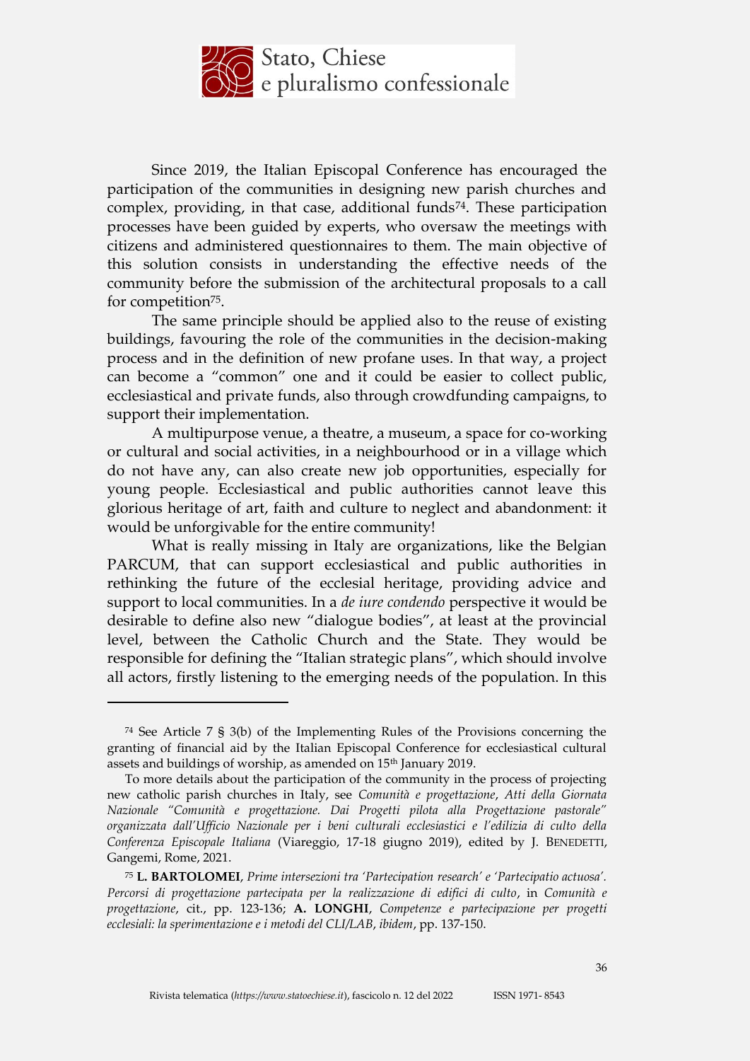Since 2019, the Italian Episcopal Conference has encouraged the participation of the communities in designing new parish churches and complex, providing, in that case, additional funds[74]. These participation processes have been guided by experts, who oversaw the meetings with citizens and administered questionnaires to them. The main objective of this solution consists in understanding the effective needs of the community before the submission of the architectural proposals to a call for competition[75].

The same principle should be applied also to the reuse of existing buildings, favouring the role of the communities in the decision-making process and in the definition of new profane uses. In that way, a project can become a "common" one and it could be easier to collect public, ecclesiastical and private funds, also through crowdfunding campaigns, to support their implementation.

A multipurpose venue, a theatre, a museum, a space for co-working or cultural and social activities, in a neighbourhood or in a village which do not have any, can also create new job opportunities, especially for young people. Ecclesiastical and public authorities cannot leave this glorious heritage of art, faith and culture to neglect and abandonment: it would be unforgivable for the entire community!

What is really missing in Italy are organizations, like the Belgian PARCUM, that can support ecclesiastical and public authorities in rethinking the future of the ecclesial heritage, providing advice and support to local communities. In a *de iure condendo* perspective it would be desirable to define also new "dialogue bodies", at least at the provincial level, between the Catholic Church and the State. They would be responsible for defining the "Italian strategic plans", which should involve all actors, firstly listening to the emerging needs of the population. In this

---

[74] See Article 7 § 3(b) of the Implementing Rules of the Provisions concerning the granting of financial aid by the Italian Episcopal Conference for ecclesiastical cultural assets and buildings of worship, as amended on 15th January 2019.

To more details about the participation of the community in the process of projecting new catholic parish churches in Italy, see *Comunità e progettazione*, *Atti della Giornata Nazionale "Comunità e progettazione. Dai Progetti pilota alla Progettazione pastorale" organizzata dall'Ufficio Nazionale per i beni culturali ecclesiastici e l'edilizia di culto della Conferenza Episcopale Italiana* (Viareggio, 17-18 giugno 2019), edited by J. BENEDETTI, Gangemi, Rome, 2021.

[75] **L. BARTOLOMEI**, *Prime intersezioni tra 'Partecipation research' e 'Partecipatio actuosa'. Percorsi di progettazione partecipata per la realizzazione di edifici di culto*, in *Comunità e progettazione*, cit., pp. 123-136; **A. LONGHI**, *Competenze e partecipazione per progetti ecclesiali: la sperimentazione e i metodi del CLI/LAB*, *ibidem*, pp. 137-150.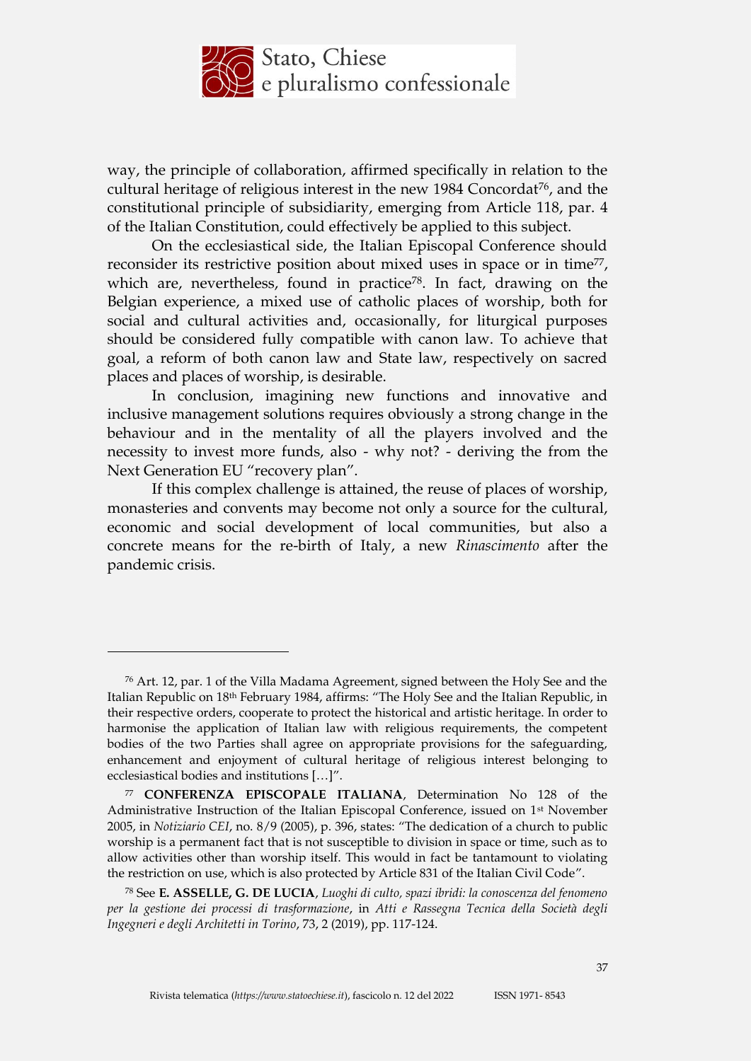way, the principle of collaboration, affirmed specifically in relation to the cultural heritage of religious interest in the new 1984 Concordat[76], and the constitutional principle of subsidiarity, emerging from Article 118, par. 4 of the Italian Constitution, could effectively be applied to this subject.

On the ecclesiastical side, the Italian Episcopal Conference should reconsider its restrictive position about mixed uses in space or in time[77], which are, nevertheless, found in practice[78]. In fact, drawing on the Belgian experience, a mixed use of catholic places of worship, both for social and cultural activities and, occasionally, for liturgical purposes should be considered fully compatible with canon law. To achieve that goal, a reform of both canon law and State law, respectively on sacred places and places of worship, is desirable.

In conclusion, imagining new functions and innovative and inclusive management solutions requires obviously a strong change in the behaviour and in the mentality of all the players involved and the necessity to invest more funds, also - why not? - deriving the from the Next Generation EU "recovery plan".

If this complex challenge is attained, the reuse of places of worship, monasteries and convents may become not only a source for the cultural, economic and social development of local communities, but also a concrete means for the re-birth of Italy, a new *Rinascimento* after the pandemic crisis.

---

[76] Art. 12, par. 1 of the Villa Madama Agreement, signed between the Holy See and the Italian Republic on 18th February 1984, affirms: "The Holy See and the Italian Republic, in their respective orders, cooperate to protect the historical and artistic heritage. In order to harmonise the application of Italian law with religious requirements, the competent bodies of the two Parties shall agree on appropriate provisions for the safeguarding, enhancement and enjoyment of cultural heritage of religious interest belonging to ecclesiastical bodies and institutions […]".

[77] **CONFERENZA EPISCOPALE ITALIANA**, Determination No 128 of the Administrative Instruction of the Italian Episcopal Conference, issued on 1st November 2005, in *Notiziario CEI*, no. 8/9 (2005), p. 396, states: "The dedication of a church to public worship is a permanent fact that is not susceptible to division in space or time, such as to allow activities other than worship itself. This would in fact be tantamount to violating the restriction on use, which is also protected by Article 831 of the Italian Civil Code".

[78] See **E. ASSELLE, G. DE LUCIA**, *Luoghi di culto, spazi ibridi: la conoscenza del fenomeno per la gestione dei processi di trasformazione*, in *Atti e Rassegna Tecnica della Società degli Ingegneri e degli Architetti in Torino*, 73, 2 (2019), pp. 117-124.